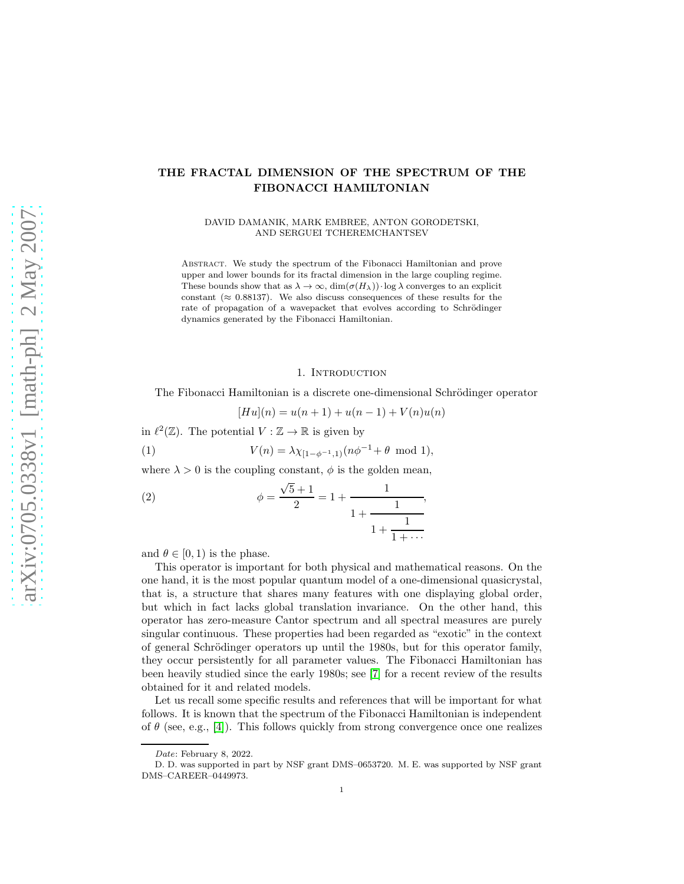# THE FRACTAL DIMENSION OF THE SPECTRUM OF THE FIBONACCI HAMILTONIAN

DAVID DAMANIK, MARK EMBREE, ANTON GORODETSKI, AND SERGUEI TCHEREMCHANTSEV

Abstract. We study the spectrum of the Fibonacci Hamiltonian and prove upper and lower bounds for its fractal dimension in the large coupling regime. These bounds show that as $\lambda \to \infty$, $\dim(\sigma(H_\lambda)) \cdot \log \lambda$ converges to an explicit constant ($\approx 0.88137$). We also discuss consequences of these results for the rate of propagation of a wavepacket that evolves according to Schrödinger dynamics generated by the Fibonacci Hamiltonian.

## 1. Introduction

The Fibonacci Hamiltonian is a discrete one-dimensional Schrödinger operator

$$[Hu](n) = u(n+1) + u(n-1) + V(n)u(n)$$

in $\ell^2(\mathbb{Z})$. The potential $V : \mathbb{Z} \to \mathbb{R}$ is given by

$$V(n) = \lambda \chi_{[1-\phi^{-1},1)}(n\phi^{-1} + \theta \mod 1), \tag{1}$$

where $\lambda > 0$ is the coupling constant, $\phi$ is the golden mean,

$$\phi = \frac{\sqrt{5}+1}{2} = 1 + \cfrac{1}{1 + \cfrac{1}{1 + \cfrac{1}{1 + \cdots}}}, \tag{2}$$

and $\theta \in [0, 1)$ is the phase.

This operator is important for both physical and mathematical reasons. On the one hand, it is the most popular quantum model of a one-dimensional quasicrystal, that is, a structure that shares many features with one displaying global order, but which in fact lacks global translation invariance. On the other hand, this operator has zero-measure Cantor spectrum and all spectral measures are purely singular continuous. These properties had been regarded as "exotic" in the context of general Schrödinger operators up until the 1980s, but for this operator family, they occur persistently for all parameter values. The Fibonacci Hamiltonian has been heavily studied since the early 1980s; see [7] for a recent review of the results obtained for it and related models.

Let us recall some specific results and references that will be important for what follows. It is known that the spectrum of the Fibonacci Hamiltonian is independent of $\theta$ (see, e.g., [4]). This follows quickly from strong convergence once one realizes

*Date*: February 8, 2022.

D. D. was supported in part by NSF grant DMS–0653720. M. E. was supported by NSF grant DMS–CAREER–0449973.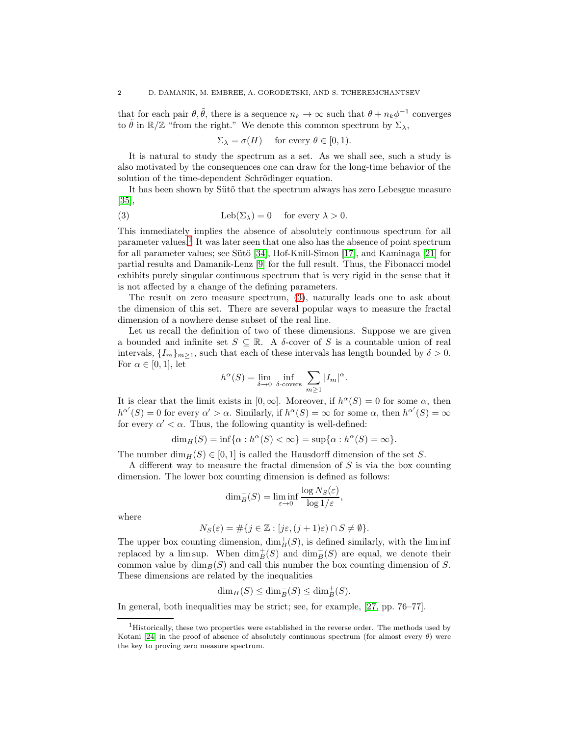that for each pair $\theta, \tilde{\theta}$, there is a sequence $n_k \to \infty$ such that $\theta + n_k \phi^{-1}$ converges to $\tilde{\theta}$ in $\mathbb{R}/\mathbb{Z}$ "from the right." We denote this common spectrum by $\Sigma_\lambda$,

$$\Sigma_\lambda = \sigma(H) \quad \text{for every } \theta \in [0, 1).$$

It is natural to study the spectrum as a set. As we shall see, such a study is also motivated by the consequences one can draw for the long-time behavior of the solution of the time-dependent Schrödinger equation.

It has been shown by Sütő that the spectrum always has zero Lebesgue measure [35],

$$\text{Leb}(\Sigma_\lambda) = 0 \quad \text{for every } \lambda > 0. \tag{3}$$

This immediately implies the absence of absolutely continuous spectrum for all parameter values.[1] It was later seen that one also has the absence of point spectrum for all parameter values; see Sütő [34], Hof-Knill-Simon [17], and Kaminaga [21] for partial results and Damanik-Lenz [9] for the full result. Thus, the Fibonacci model exhibits purely singular continuous spectrum that is very rigid in the sense that it is not affected by a change of the defining parameters.

The result on zero measure spectrum, (3), naturally leads one to ask about the dimension of this set. There are several popular ways to measure the fractal dimension of a nowhere dense subset of the real line.

Let us recall the definition of two of these dimensions. Suppose we are given a bounded and infinite set $S \subseteq \mathbb{R}$. A $\delta$-cover of $S$ is a countable union of real intervals, $\{I_m\}_{m \ge 1}$, such that each of these intervals has length bounded by $\delta > 0$. For $\alpha \in [0, 1]$, let

$$h^\alpha(S) = \lim_{\delta \to 0} \inf_{\delta\text{-covers}} \sum_{m \ge 1} |I_m|^\alpha.$$

It is clear that the limit exists in $[0, \infty]$. Moreover, if $h^\alpha(S) = 0$ for some $\alpha$, then $h^{\alpha'}(S) = 0$ for every $\alpha' > \alpha$. Similarly, if $h^\alpha(S) = \infty$ for some $\alpha$, then $h^{\alpha'}(S) = \infty$ for every $\alpha' < \alpha$. Thus, the following quantity is well-defined:

$$\dim_H(S) = \inf\{\alpha : h^\alpha(S) < \infty\} = \sup\{\alpha : h^\alpha(S) = \infty\}.$$

The number $\dim_H(S) \in [0, 1]$ is called the Hausdorff dimension of the set $S$.

A different way to measure the fractal dimension of $S$ is via the box counting dimension. The lower box counting dimension is defined as follows:

$$\dim_B^-(S) = \liminf_{\varepsilon \to 0} \frac{\log N_S(\varepsilon)}{\log 1/\varepsilon},$$

where

$$N_S(\varepsilon) = \#\{j \in \mathbb{Z} : [j\varepsilon, (j+1)\varepsilon) \cap S \neq \emptyset\}.$$

The upper box counting dimension, $\dim_B^+(S)$, is defined similarly, with the lim inf replaced by a lim sup. When $\dim_B^+(S)$ and $\dim_B^-(S)$ are equal, we denote their common value by $\dim_B(S)$ and call this number the box counting dimension of $S$. These dimensions are related by the inequalities

$$\dim_H(S) \le \dim_B^-(S) \le \dim_B^+(S).$$

In general, both inequalities may be strict; see, for example, [27, pp. 76–77].

---

[1] Historically, these two properties were established in the reverse order. The methods used by Kotani [24] in the proof of absence of absolutely continuous spectrum (for almost every $\theta$) were the key to proving zero measure spectrum.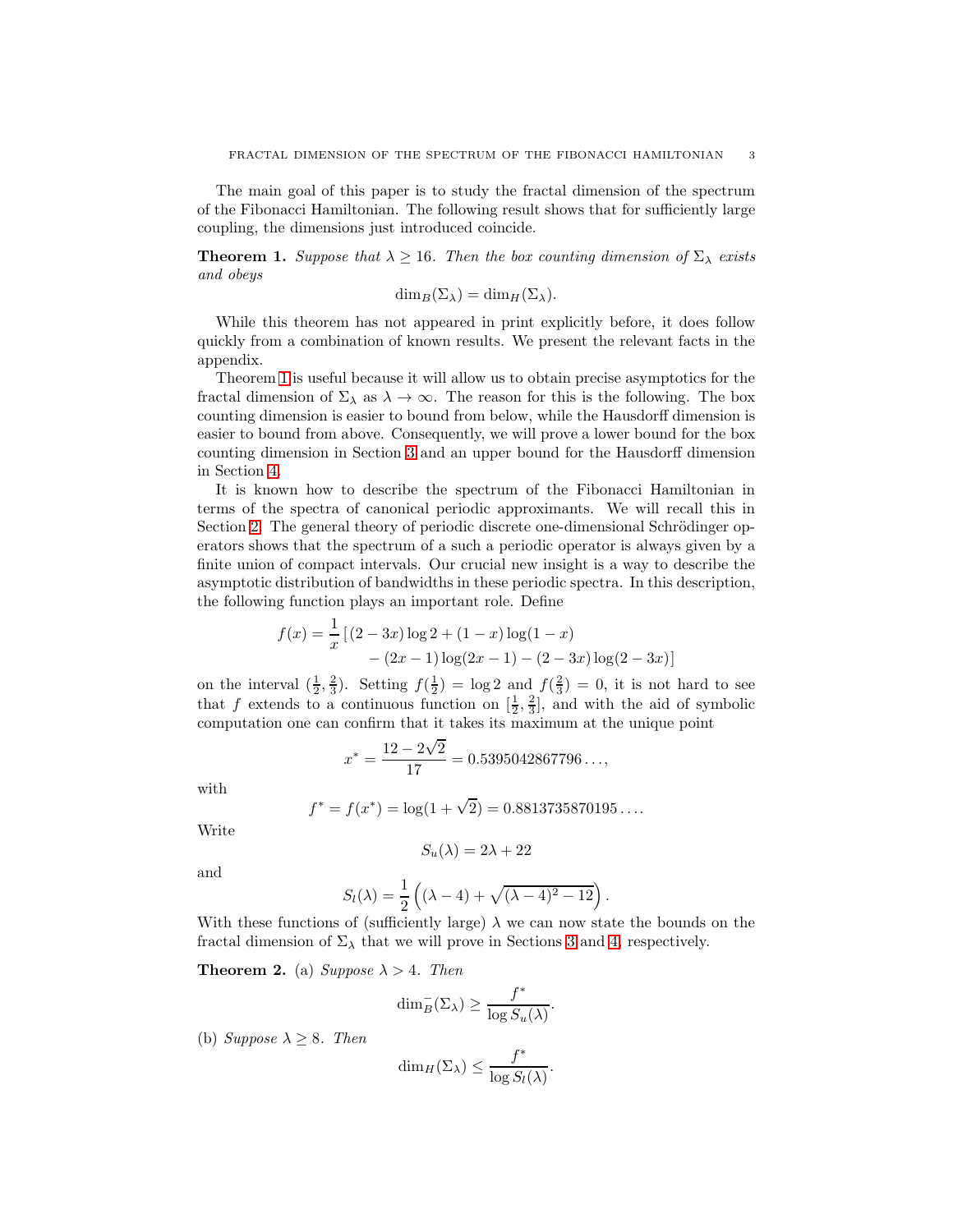The main goal of this paper is to study the fractal dimension of the spectrum of the Fibonacci Hamiltonian. The following result shows that for sufficiently large coupling, the dimensions just introduced coincide.

**Theorem 1.** *Suppose that $\lambda \geq 16$. Then the box counting dimension of $\Sigma_\lambda$ exists and obeys*

$$\dim_B(\Sigma_\lambda) = \dim_H(\Sigma_\lambda).$$

While this theorem has not appeared in print explicitly before, it does follow quickly from a combination of known results. We present the relevant facts in the appendix.

Theorem 1 is useful because it will allow us to obtain precise asymptotics for the fractal dimension of $\Sigma_\lambda$ as $\lambda \to \infty$. The reason for this is the following. The box counting dimension is easier to bound from below, while the Hausdorff dimension is easier to bound from above. Consequently, we will prove a lower bound for the box counting dimension in Section 3 and an upper bound for the Hausdorff dimension in Section 4.

It is known how to describe the spectrum of the Fibonacci Hamiltonian in terms of the spectra of canonical periodic approximants. We will recall this in Section 2. The general theory of periodic discrete one-dimensional Schrödinger operators shows that the spectrum of a such a periodic operator is always given by a finite union of compact intervals. Our crucial new insight is a way to describe the asymptotic distribution of bandwidths in these periodic spectra. In this description, the following function plays an important role. Define

$$f(x) = \frac{1}{x}\left[(2-3x)\log 2 + (1-x)\log(1-x) - (2x-1)\log(2x-1) - (2-3x)\log(2-3x)\right]$$

on the interval $(\frac{1}{2}, \frac{2}{3})$. Setting $f(\frac{1}{2}) = \log 2$ and $f(\frac{2}{3}) = 0$, it is not hard to see that $f$ extends to a continuous function on $[\frac{1}{2}, \frac{2}{3}]$, and with the aid of symbolic computation one can confirm that it takes its maximum at the unique point

$$x^* = \frac{12 - 2\sqrt{2}}{17} = 0.5395042867796\ldots,$$

with

$$f^* = f(x^*) = \log(1+\sqrt{2}) = 0.8813735870195\ldots.$$

Write

$$S_u(\lambda) = 2\lambda + 22$$

and

$$S_l(\lambda) = \frac{1}{2}\left((\lambda - 4) + \sqrt{(\lambda-4)^2 - 12}\right).$$

With these functions of (sufficiently large) $\lambda$ we can now state the bounds on the fractal dimension of $\Sigma_\lambda$ that we will prove in Sections 3 and 4, respectively.

**Theorem 2.** (a) *Suppose $\lambda > 4$. Then*

$$\dim_B^-(\Sigma_\lambda) \geq \frac{f^*}{\log S_u(\lambda)}.$$

(b) *Suppose $\lambda \geq 8$. Then*

$$\dim_H(\Sigma_\lambda) \leq \frac{f^*}{\log S_l(\lambda)}.$$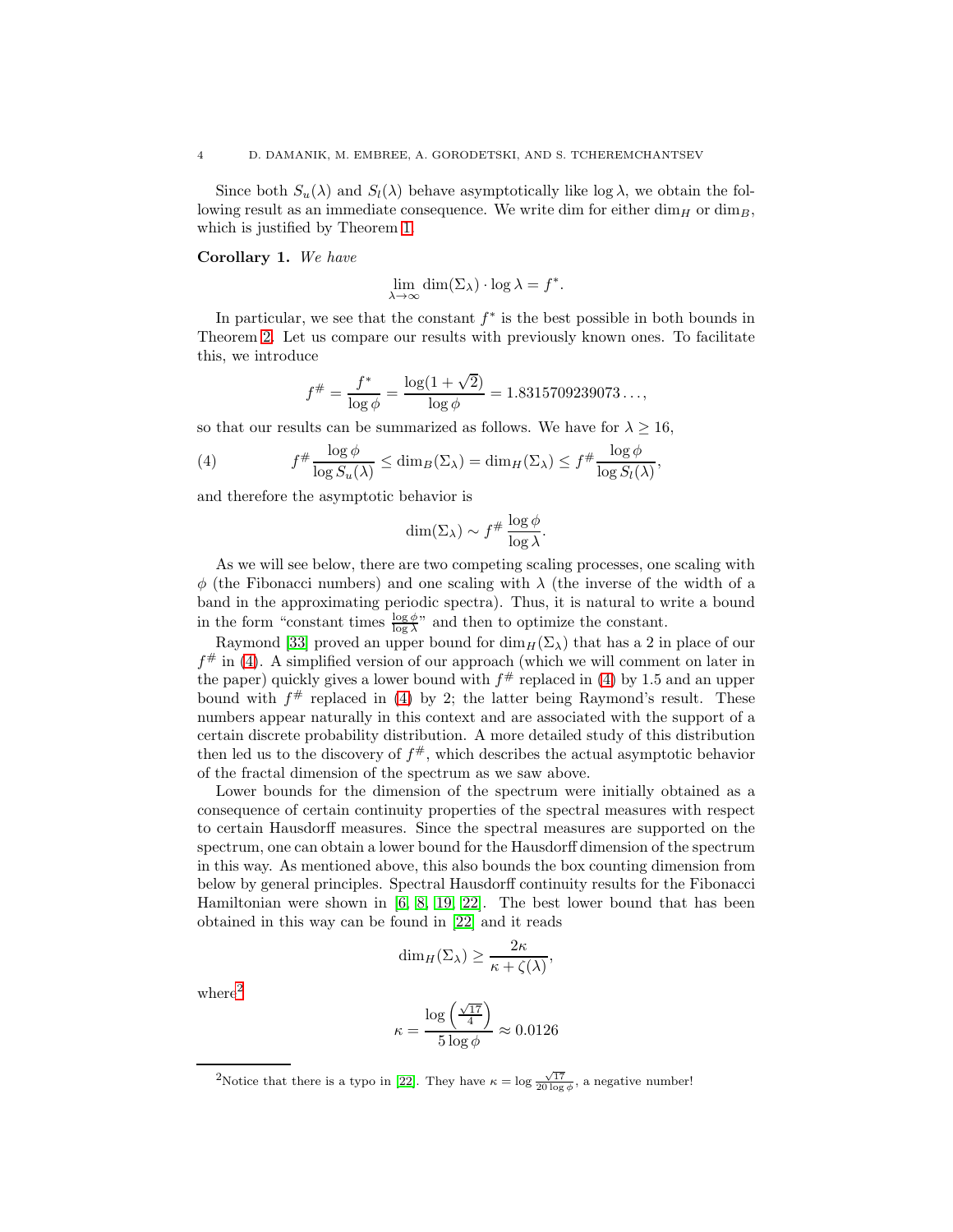Since both $S_u(\lambda)$ and $S_l(\lambda)$ behave asymptotically like $\log \lambda$, we obtain the following result as an immediate consequence. We write dim for either $\dim_H$ or $\dim_B$, which is justified by Theorem 1.

**Corollary 1.** *We have*

$$\lim_{\lambda \to \infty} \dim(\Sigma_\lambda) \cdot \log \lambda = f^*.$$

In particular, we see that the constant $f^*$ is the best possible in both bounds in Theorem 2. Let us compare our results with previously known ones. To facilitate this, we introduce

$$f^\# = \frac{f^*}{\log \phi} = \frac{\log(1+\sqrt{2})}{\log \phi} = 1.8315709239073\ldots,$$

so that our results can be summarized as follows. We have for $\lambda \geq 16$,

$$f^\# \frac{\log \phi}{\log S_u(\lambda)} \leq \dim_B(\Sigma_\lambda) = \dim_H(\Sigma_\lambda) \leq f^\# \frac{\log \phi}{\log S_l(\lambda)}, \tag{4}$$

and therefore the asymptotic behavior is

$$\dim(\Sigma_\lambda) \sim f^\# \frac{\log \phi}{\log \lambda}.$$

As we will see below, there are two competing scaling processes, one scaling with $\phi$ (the Fibonacci numbers) and one scaling with $\lambda$ (the inverse of the width of a band in the approximating periodic spectra). Thus, it is natural to write a bound in the form "constant times $\frac{\log \phi}{\log \lambda}$" and then to optimize the constant.

Raymond [33] proved an upper bound for $\dim_H(\Sigma_\lambda)$ that has a 2 in place of our $f^\#$ in (4). A simplified version of our approach (which we will comment on later in the paper) quickly gives a lower bound with $f^\#$ replaced in (4) by 1.5 and an upper bound with $f^\#$ replaced in (4) by 2; the latter being Raymond's result. These numbers appear naturally in this context and are associated with the support of a certain discrete probability distribution. A more detailed study of this distribution then led us to the discovery of $f^\#$, which describes the actual asymptotic behavior of the fractal dimension of the spectrum as we saw above.

Lower bounds for the dimension of the spectrum were initially obtained as a consequence of certain continuity properties of the spectral measures with respect to certain Hausdorff measures. Since the spectral measures are supported on the spectrum, one can obtain a lower bound for the Hausdorff dimension of the spectrum in this way. As mentioned above, this also bounds the box counting dimension from below by general principles. Spectral Hausdorff continuity results for the Fibonacci Hamiltonian were shown in [6, 8, 19, 22]. The best lower bound that has been obtained in this way can be found in [22] and it reads

$$\dim_H(\Sigma_\lambda) \geq \frac{2\kappa}{\kappa + \zeta(\lambda)},$$

where[2]

$$\kappa = \frac{\log\left(\frac{\sqrt{17}}{4}\right)}{5 \log \phi} \approx 0.0126$$

[2] Notice that there is a typo in [22]. They have $\kappa = \log \frac{\sqrt{17}}{20 \log \phi}$, a negative number!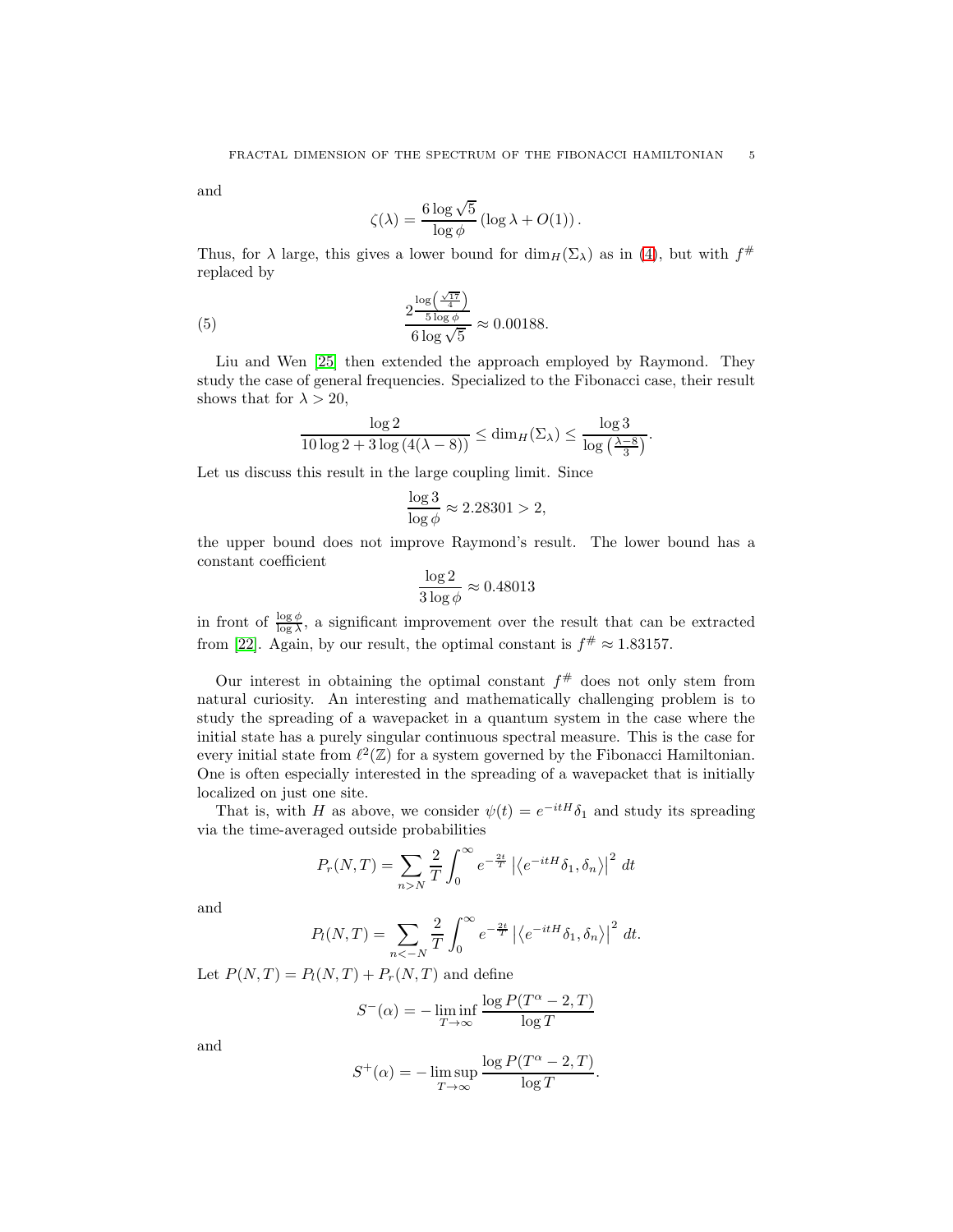and

$$\zeta(\lambda) = \frac{6 \log \sqrt{5}}{\log \phi} \left( \log \lambda + O(1) \right).$$

Thus, for $\lambda$ large, this gives a lower bound for $\dim_H(\Sigma_\lambda)$ as in (4), but with $f^\#$ replaced by

$$\frac{2^{\frac{\log\left(\frac{\sqrt{17}}{4}\right)}{5 \log \phi}}}{6 \log \sqrt{5}} \approx 0.00188. \tag{5}$$

Liu and Wen [25] then extended the approach employed by Raymond. They study the case of general frequencies. Specialized to the Fibonacci case, their result shows that for $\lambda > 20$,

$$\frac{\log 2}{10 \log 2 + 3 \log \left(4(\lambda - 8)\right)} \leq \dim_H(\Sigma_\lambda) \leq \frac{\log 3}{\log \left(\frac{\lambda - 8}{3}\right)}.$$

Let us discuss this result in the large coupling limit. Since

$$\frac{\log 3}{\log \phi} \approx 2.28301 > 2,$$

the upper bound does not improve Raymond's result. The lower bound has a constant coefficient

$$\frac{\log 2}{3 \log \phi} \approx 0.48013$$

in front of $\frac{\log \phi}{\log \lambda}$, a significant improvement over the result that can be extracted from [22]. Again, by our result, the optimal constant is $f^\# \approx 1.83157$.

Our interest in obtaining the optimal constant $f^\#$ does not only stem from natural curiosity. An interesting and mathematically challenging problem is to study the spreading of a wavepacket in a quantum system in the case where the initial state has a purely singular continuous spectral measure. This is the case for every initial state from $\ell^2(\mathbb{Z})$ for a system governed by the Fibonacci Hamiltonian. One is often especially interested in the spreading of a wavepacket that is initially localized on just one site.

That is, with $H$ as above, we consider $\psi(t) = e^{-itH}\delta_1$ and study its spreading via the time-averaged outside probabilities

$$P_r(N, T) = \sum_{n > N} \frac{2}{T} \int_0^\infty e^{-\frac{2t}{T}} \left| \left\langle e^{-itH} \delta_1, \delta_n \right\rangle \right|^2 \, dt$$

and

$$P_l(N, T) = \sum_{n < -N} \frac{2}{T} \int_0^\infty e^{-\frac{2t}{T}} \left| \left\langle e^{-itH} \delta_1, \delta_n \right\rangle \right|^2 \, dt.$$

Let $P(N, T) = P_l(N, T) + P_r(N, T)$ and define

$$S^-(\alpha) = -\liminf_{T \to \infty} \frac{\log P(T^\alpha - 2, T)}{\log T}$$

and

$$S^+(\alpha) = -\limsup_{T \to \infty} \frac{\log P(T^\alpha - 2, T)}{\log T}.$$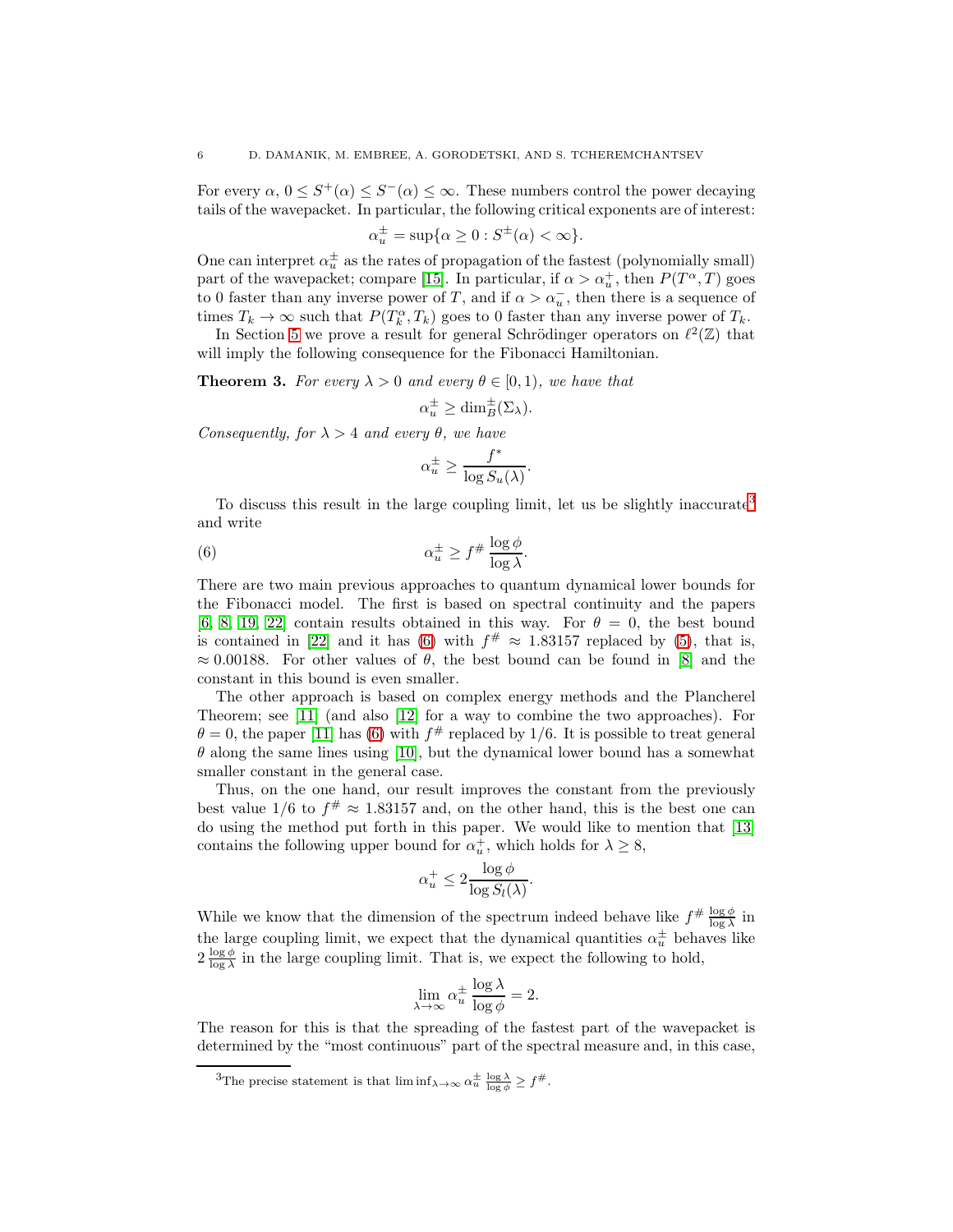For every $\alpha$, $0 \le S^+(\alpha) \le S^-(\alpha) \le \infty$. These numbers control the power decaying tails of the wavepacket. In particular, the following critical exponents are of interest:

$$\alpha_u^\pm = \sup\{\alpha \ge 0 : S^\pm(\alpha) < \infty\}.$$

One can interpret $\alpha_u^\pm$ as the rates of propagation of the fastest (polynomially small) part of the wavepacket; compare [15]. In particular, if $\alpha > \alpha_u^+$, then $P(T^\alpha, T)$ goes to 0 faster than any inverse power of $T$, and if $\alpha > \alpha_u^-$, then there is a sequence of times $T_k \to \infty$ such that $P(T_k^\alpha, T_k)$ goes to 0 faster than any inverse power of $T_k$.

In Section 5 we prove a result for general Schrödinger operators on $\ell^2(\mathbb{Z})$ that will imply the following consequence for the Fibonacci Hamiltonian.

**Theorem 3.** *For every $\lambda > 0$ and every $\theta \in [0, 1)$, we have that*

$$\alpha_u^\pm \ge \dim_B^\pm(\Sigma_\lambda).$$

*Consequently, for $\lambda > 4$ and every $\theta$, we have*

$$\alpha_u^\pm \ge \frac{f^*}{\log S_u(\lambda)}.$$

To discuss this result in the large coupling limit, let us be slightly inaccurate[3] and write

$$\alpha_u^\pm \ge f^\# \, \frac{\log \phi}{\log \lambda}. \tag{6}$$

There are two main previous approaches to quantum dynamical lower bounds for the Fibonacci model. The first is based on spectral continuity and the papers [6, 8, 19, 22] contain results obtained in this way. For $\theta = 0$, the best bound is contained in [22] and it has (6) with $f^\# \approx 1.83157$ replaced by (5), that is, $\approx 0.00188$. For other values of $\theta$, the best bound can be found in [8] and the constant in this bound is even smaller.

The other approach is based on complex energy methods and the Plancherel Theorem; see [11] (and also [12] for a way to combine the two approaches). For $\theta = 0$, the paper [11] has (6) with $f^\#$ replaced by $1/6$. It is possible to treat general $\theta$ along the same lines using [10], but the dynamical lower bound has a somewhat smaller constant in the general case.

Thus, on the one hand, our result improves the constant from the previously best value $1/6$ to $f^\# \approx 1.83157$ and, on the other hand, this is the best one can do using the method put forth in this paper. We would like to mention that [13] contains the following upper bound for $\alpha_u^+$, which holds for $\lambda \ge 8$,

$$\alpha_u^+ \le 2 \frac{\log \phi}{\log S_l(\lambda)}.$$

While we know that the dimension of the spectrum indeed behave like $f^\# \frac{\log \phi}{\log \lambda}$ in the large coupling limit, we expect that the dynamical quantities $\alpha_u^\pm$ behaves like $2 \frac{\log \phi}{\log \lambda}$ in the large coupling limit. That is, we expect the following to hold,

$$\lim_{\lambda \to \infty} \alpha_u^\pm \frac{\log \lambda}{\log \phi} = 2.$$

The reason for this is that the spreading of the fastest part of the wavepacket is determined by the "most continuous" part of the spectral measure and, in this case,

[3] The precise statement is that $\liminf_{\lambda \to \infty} \alpha_u^\pm \frac{\log \lambda}{\log \phi} \ge f^\#$.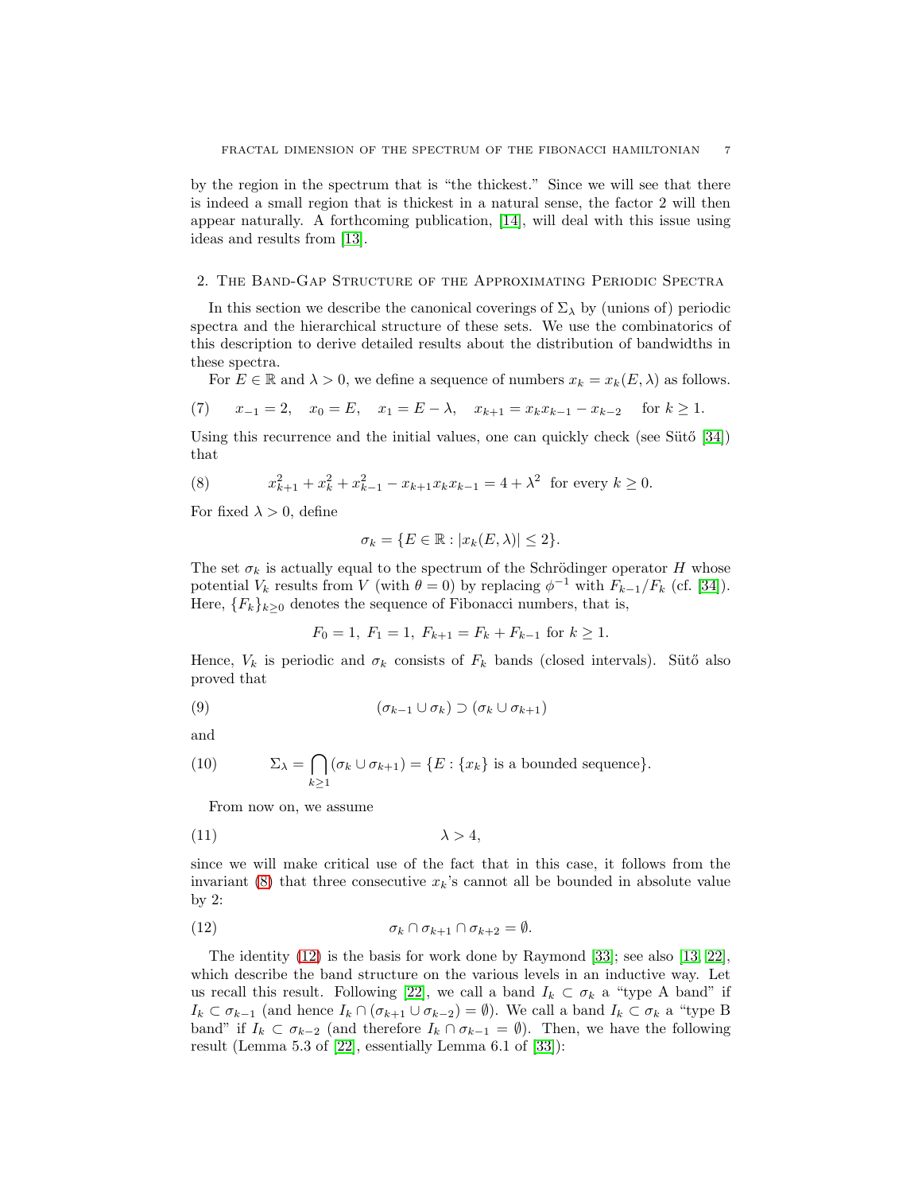by the region in the spectrum that is "the thickest." Since we will see that there is indeed a small region that is thickest in a natural sense, the factor 2 will then appear naturally. A forthcoming publication, [14], will deal with this issue using ideas and results from [13].

## 2. The Band-Gap Structure of the Approximating Periodic Spectra

In this section we describe the canonical coverings of $\Sigma_\lambda$ by (unions of) periodic spectra and the hierarchical structure of these sets. We use the combinatorics of this description to derive detailed results about the distribution of bandwidths in these spectra.

For $E \in \mathbb{R}$ and $\lambda > 0$, we define a sequence of numbers $x_k = x_k(E, \lambda)$ as follows.

$$x_{-1} = 2, \quad x_0 = E, \quad x_1 = E - \lambda, \quad x_{k+1} = x_k x_{k-1} - x_{k-2} \quad \text{for } k \geq 1. \tag{7}$$

Using this recurrence and the initial values, one can quickly check (see Sütő [34]) that

$$x_{k+1}^2 + x_k^2 + x_{k-1}^2 - x_{k+1} x_k x_{k-1} = 4 + \lambda^2 \text{ for every } k \geq 0. \tag{8}$$

For fixed $\lambda > 0$, define

$$\sigma_k = \{E \in \mathbb{R} : |x_k(E, \lambda)| \leq 2\}.$$

The set $\sigma_k$ is actually equal to the spectrum of the Schrödinger operator $H$ whose potential $V_k$ results from $V$ (with $\theta = 0$) by replacing $\phi^{-1}$ with $F_{k-1}/F_k$ (cf. [34]). Here, $\{F_k\}_{k \geq 0}$ denotes the sequence of Fibonacci numbers, that is,

$$F_0 = 1, \; F_1 = 1, \; F_{k+1} = F_k + F_{k-1} \text{ for } k \geq 1.$$

Hence, $V_k$ is periodic and $\sigma_k$ consists of $F_k$ bands (closed intervals). Sütő also proved that

$$(\sigma_{k-1} \cup \sigma_k) \supset (\sigma_k \cup \sigma_{k+1}) \tag{9}$$

and

$$\Sigma_\lambda = \bigcap_{k \geq 1} (\sigma_k \cup \sigma_{k+1}) = \{E : \{x_k\} \text{ is a bounded sequence}\}. \tag{10}$$

From now on, we assume

$$\lambda > 4, \tag{11}$$

since we will make critical use of the fact that in this case, it follows from the invariant (8) that three consecutive $x_k$'s cannot all be bounded in absolute value by 2:

$$\sigma_k \cap \sigma_{k+1} \cap \sigma_{k+2} = \emptyset. \tag{12}$$

The identity (12) is the basis for work done by Raymond [33]; see also [13, 22], which describe the band structure on the various levels in an inductive way. Let us recall this result. Following [22], we call a band $I_k \subset \sigma_k$ a "type A band" if $I_k \subset \sigma_{k-1}$ (and hence $I_k \cap (\sigma_{k+1} \cup \sigma_{k-2}) = \emptyset$). We call a band $I_k \subset \sigma_k$ a "type B band" if $I_k \subset \sigma_{k-2}$ (and therefore $I_k \cap \sigma_{k-1} = \emptyset$). Then, we have the following result (Lemma 5.3 of [22], essentially Lemma 6.1 of [33]):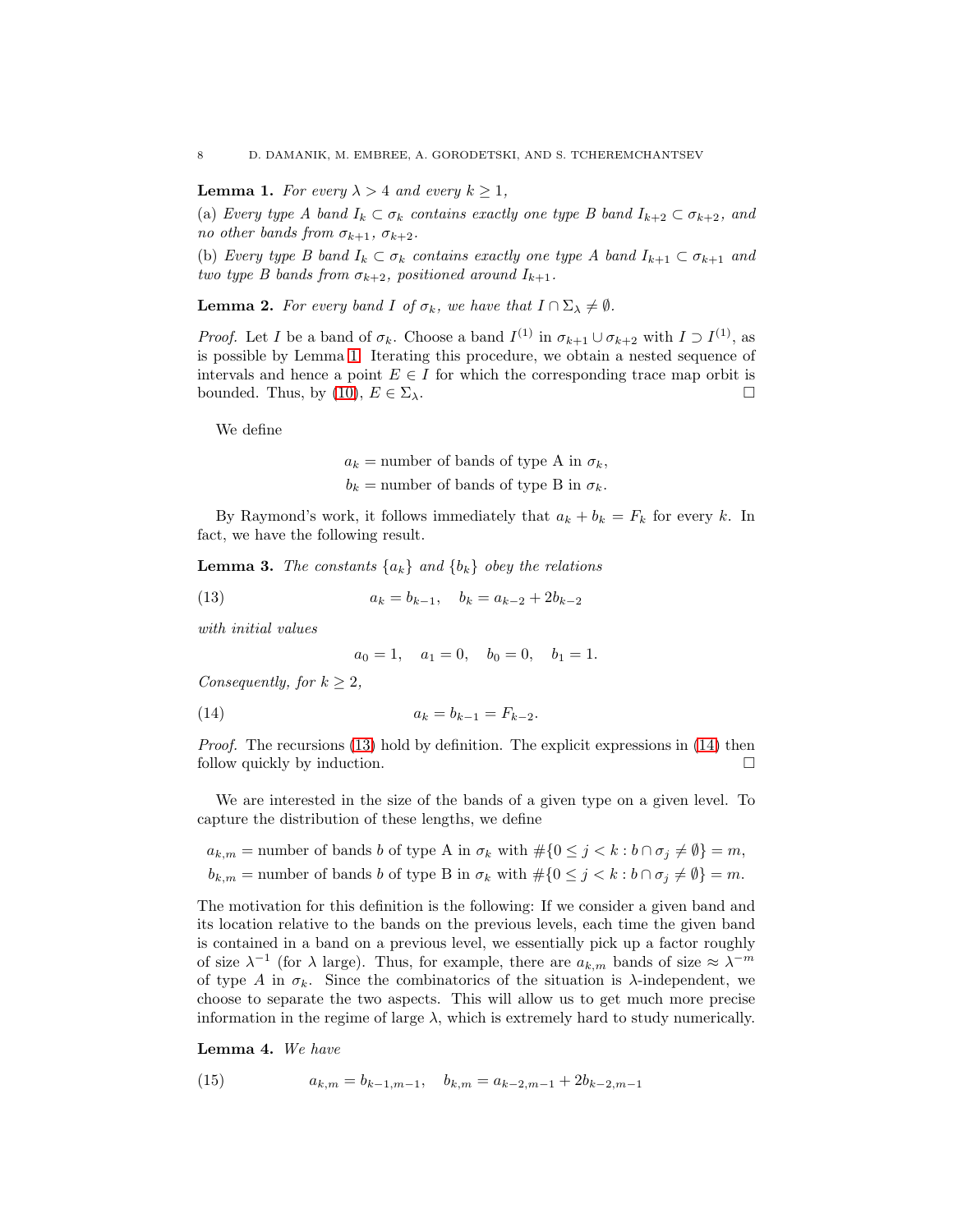**Lemma 1.** *For every $\lambda > 4$ and every $k \geq 1$,*

(a) *Every type A band $I_k \subset \sigma_k$ contains exactly one type B band $I_{k+2} \subset \sigma_{k+2}$, and no other bands from $\sigma_{k+1}$, $\sigma_{k+2}$.*

(b) *Every type B band $I_k \subset \sigma_k$ contains exactly one type A band $I_{k+1} \subset \sigma_{k+1}$ and two type B bands from $\sigma_{k+2}$, positioned around $I_{k+1}$.*

**Lemma 2.** *For every band $I$ of $\sigma_k$, we have that $I \cap \Sigma_\lambda \neq \emptyset$.*

*Proof.* Let $I$ be a band of $\sigma_k$. Choose a band $I^{(1)}$ in $\sigma_{k+1} \cup \sigma_{k+2}$ with $I \supset I^{(1)}$, as is possible by Lemma 1. Iterating this procedure, we obtain a nested sequence of intervals and hence a point $E \in I$ for which the corresponding trace map orbit is bounded. Thus, by (10), $E \in \Sigma_\lambda$. $\square$

We define

$$a_k = \text{number of bands of type A in } \sigma_k,$$
$$b_k = \text{number of bands of type B in } \sigma_k.$$

By Raymond's work, it follows immediately that $a_k + b_k = F_k$ for every $k$. In fact, we have the following result.

**Lemma 3.** *The constants $\{a_k\}$ and $\{b_k\}$ obey the relations*

$$a_k = b_{k-1}, \quad b_k = a_{k-2} + 2b_{k-2} \tag{13}$$

*with initial values*

$$a_0 = 1, \quad a_1 = 0, \quad b_0 = 0, \quad b_1 = 1.$$

*Consequently, for $k \geq 2$,*

$$a_k = b_{k-1} = F_{k-2}. \tag{14}$$

*Proof.* The recursions (13) hold by definition. The explicit expressions in (14) then follow quickly by induction. $\square$

We are interested in the size of the bands of a given type on a given level. To capture the distribution of these lengths, we define

$$a_{k,m} = \text{number of bands } b \text{ of type A in } \sigma_k \text{ with } \#\{0 \leq j < k : b \cap \sigma_j \neq \emptyset\} = m,$$
$$b_{k,m} = \text{number of bands } b \text{ of type B in } \sigma_k \text{ with } \#\{0 \leq j < k : b \cap \sigma_j \neq \emptyset\} = m.$$

The motivation for this definition is the following: If we consider a given band and its location relative to the bands on the previous levels, each time the given band is contained in a band on a previous level, we essentially pick up a factor roughly of size $\lambda^{-1}$ (for $\lambda$ large). Thus, for example, there are $a_{k,m}$ bands of size $\approx \lambda^{-m}$ of type $A$ in $\sigma_k$. Since the combinatorics of the situation is $\lambda$-independent, we choose to separate the two aspects. This will allow us to get much more precise information in the regime of large $\lambda$, which is extremely hard to study numerically.

**Lemma 4.** *We have*

$$a_{k,m} = b_{k-1,m-1}, \quad b_{k,m} = a_{k-2,m-1} + 2b_{k-2,m-1} \tag{15}$$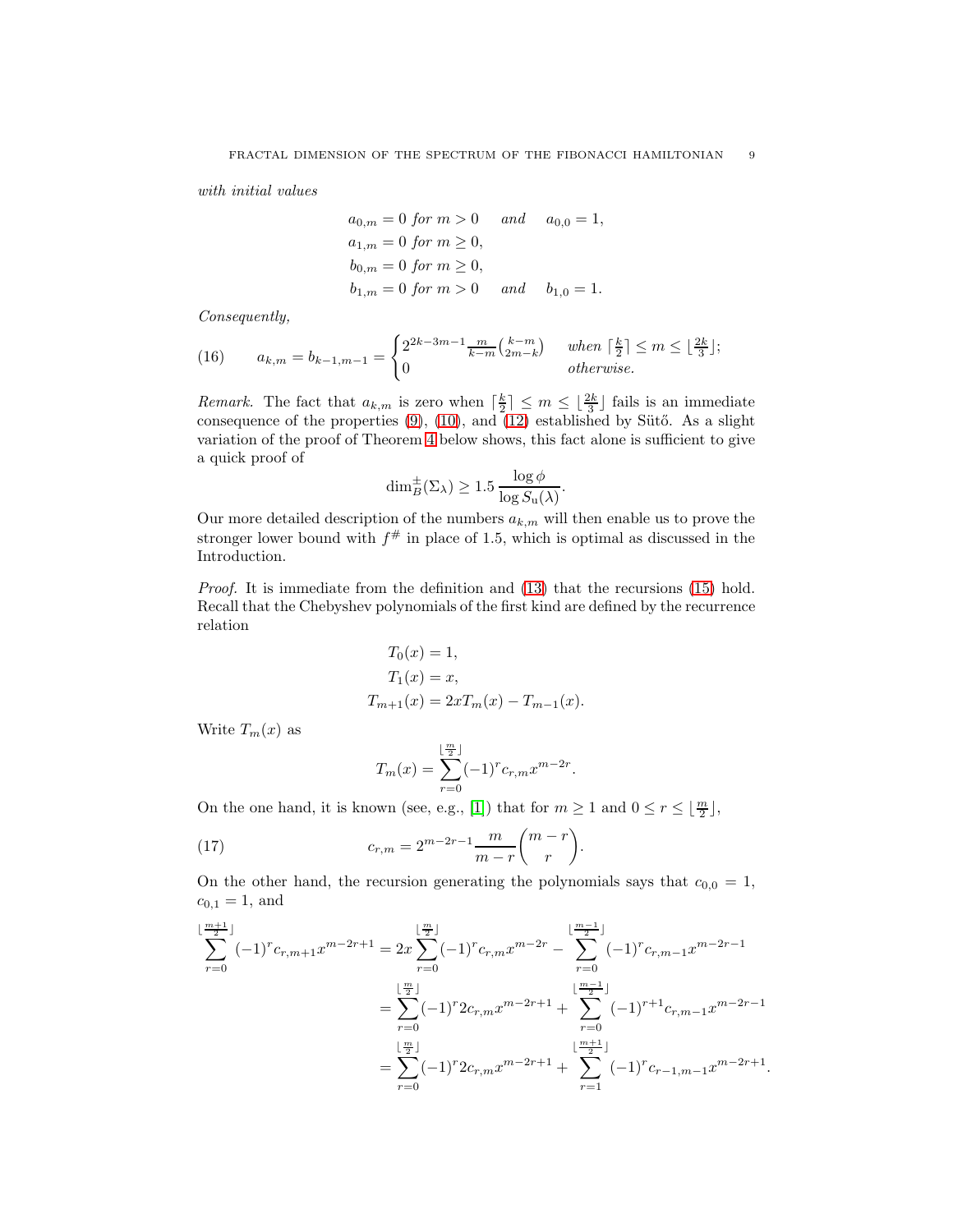*with initial values*

$$
\begin{aligned}
a_{0,m} &= 0 \text{ for } m > 0 \quad \text{ and } \quad a_{0,0} = 1, \\
a_{1,m} &= 0 \text{ for } m \geq 0, \\
b_{0,m} &= 0 \text{ for } m \geq 0, \\
b_{1,m} &= 0 \text{ for } m > 0 \quad \text{ and } \quad b_{1,0} = 1.
\end{aligned}
$$

*Consequently,*

$$
a_{k,m} = b_{k-1,m-1} = \begin{cases} 2^{2k-3m-1} \frac{m}{k-m} \binom{k-m}{2m-k} & \text{when } \lceil \frac{k}{2} \rceil \leq m \leq \lfloor \frac{2k}{3} \rfloor; \\ 0 & \text{otherwise.} \end{cases} \tag{16}
$$

*Remark.* The fact that $a_{k,m}$ is zero when $\lceil \frac{k}{2} \rceil \leq m \leq \lfloor \frac{2k}{3} \rfloor$ fails is an immediate consequence of the properties (9), (10), and (12) established by Sütő. As a slight variation of the proof of Theorem 4 below shows, this fact alone is sufficient to give a quick proof of

$$
\dim_B^{\pm}(\Sigma_\lambda) \geq 1.5 \, \frac{\log \phi}{\log S_{\mathrm{u}}(\lambda)}.
$$

Our more detailed description of the numbers $a_{k,m}$ will then enable us to prove the stronger lower bound with $f^{\#}$ in place of 1.5, which is optimal as discussed in the Introduction.

*Proof.* It is immediate from the definition and (13) that the recursions (15) hold. Recall that the Chebyshev polynomials of the first kind are defined by the recurrence relation

$$
\begin{aligned}
T_0(x) &= 1, \\
T_1(x) &= x, \\
T_{m+1}(x) &= 2xT_m(x) - T_{m-1}(x).
\end{aligned}
$$

Write $T_m(x)$ as

$$
T_m(x) = \sum_{r=0}^{\lfloor \frac{m}{2} \rfloor} (-1)^r c_{r,m} x^{m-2r}.
$$

On the one hand, it is known (see, e.g., [1]) that for $m \geq 1$ and $0 \leq r \leq \lfloor \frac{m}{2} \rfloor$,

$$
c_{r,m} = 2^{m-2r-1} \frac{m}{m-r} \binom{m-r}{r}. \tag{17}
$$

On the other hand, the recursion generating the polynomials says that $c_{0,0} = 1$, $c_{0,1} = 1$, and

$$
\begin{aligned}
\sum_{r=0}^{\lfloor \frac{m+1}{2} \rfloor} (-1)^r c_{r,m+1} x^{m-2r+1} &= 2x \sum_{r=0}^{\lfloor \frac{m}{2} \rfloor} (-1)^r c_{r,m} x^{m-2r} - \sum_{r=0}^{\lfloor \frac{m-1}{2} \rfloor} (-1)^r c_{r,m-1} x^{m-2r-1} \\
&= \sum_{r=0}^{\lfloor \frac{m}{2} \rfloor} (-1)^r 2c_{r,m} x^{m-2r+1} + \sum_{r=0}^{\lfloor \frac{m-1}{2} \rfloor} (-1)^{r+1} c_{r,m-1} x^{m-2r-1} \\
&= \sum_{r=0}^{\lfloor \frac{m}{2} \rfloor} (-1)^r 2c_{r,m} x^{m-2r+1} + \sum_{r=1}^{\lfloor \frac{m+1}{2} \rfloor} (-1)^r c_{r-1,m-1} x^{m-2r+1}.
\end{aligned}
$$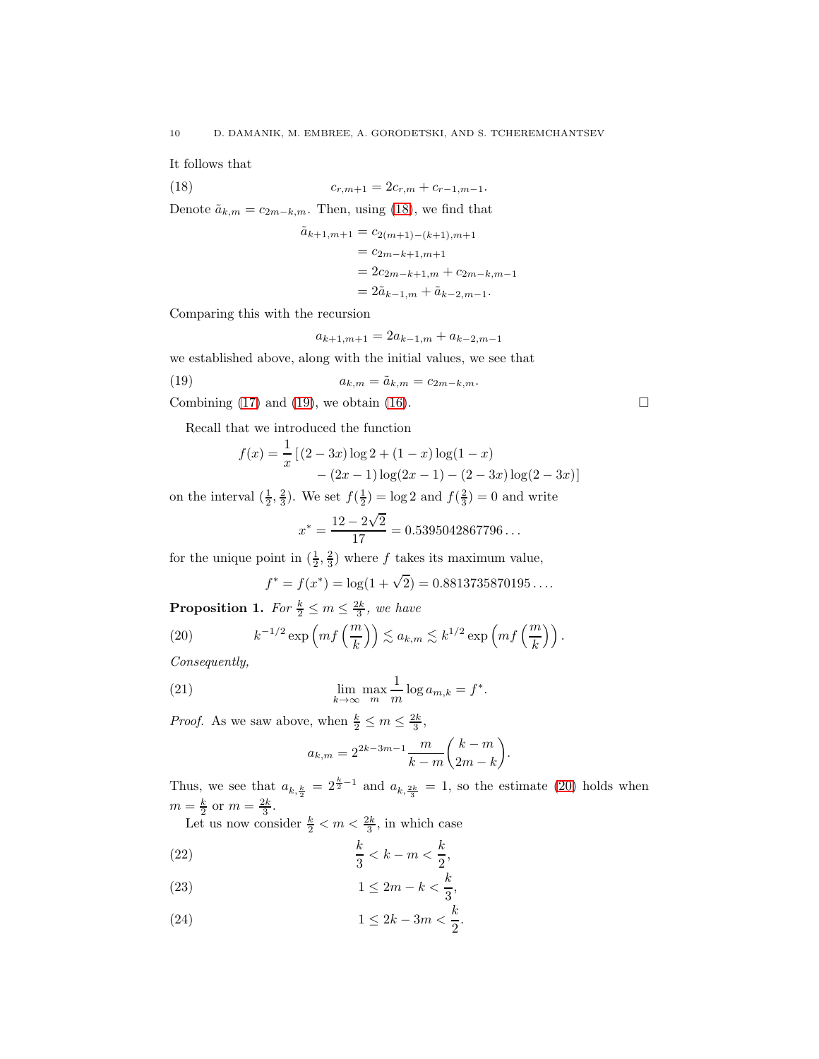It follows that

$$c_{r,m+1} = 2c_{r,m} + c_{r-1,m-1}. \tag{18}$$

Denote $\tilde{a}_{k,m} = c_{2m-k,m}$. Then, using (18), we find that

$$\begin{aligned}
\tilde{a}_{k+1,m+1} &= c_{2(m+1)-(k+1),m+1} \\
&= c_{2m-k+1,m+1} \\
&= 2c_{2m-k+1,m} + c_{2m-k,m-1} \\
&= 2\tilde{a}_{k-1,m} + \tilde{a}_{k-2,m-1}.
\end{aligned}$$

Comparing this with the recursion

$$a_{k+1,m+1} = 2a_{k-1,m} + a_{k-2,m-1}$$

we established above, along with the initial values, we see that

$$a_{k,m} = \tilde{a}_{k,m} = c_{2m-k,m}. \tag{19}$$

Combining (17) and (19), we obtain (16). □

Recall that we introduced the function

$$\begin{aligned}
f(x) = \frac{1}{x}\,[&(2-3x)\log 2 + (1-x)\log(1-x) \\
&- (2x-1)\log(2x-1) - (2-3x)\log(2-3x)]
\end{aligned}$$

on the interval $(\frac{1}{2}, \frac{2}{3})$. We set $f(\frac{1}{2}) = \log 2$ and $f(\frac{2}{3}) = 0$ and write

$$x^* = \frac{12 - 2\sqrt{2}}{17} = 0.5395042867796\ldots$$

for the unique point in $(\frac{1}{2}, \frac{2}{3})$ where $f$ takes its maximum value,

$$f^* = f(x^*) = \log(1+\sqrt{2}) = 0.8813735870195\ldots.$$

**Proposition 1.** *For $\frac{k}{2} \le m \le \frac{2k}{3}$, we have*

$$k^{-1/2}\exp\left(mf\left(\frac{m}{k}\right)\right) \lesssim a_{k,m} \lesssim k^{1/2}\exp\left(mf\left(\frac{m}{k}\right)\right). \tag{20}$$

*Consequently,*

$$\lim_{k\to\infty} \max_{m} \frac{1}{m}\log a_{m,k} = f^*. \tag{21}$$

*Proof.* As we saw above, when $\frac{k}{2} \le m \le \frac{2k}{3}$,

$$a_{k,m} = 2^{2k-3m-1}\frac{m}{k-m}\binom{k-m}{2m-k}.$$

Thus, we see that $a_{k,\frac{k}{2}} = 2^{\frac{k}{2}-1}$ and $a_{k,\frac{2k}{3}} = 1$, so the estimate (20) holds when $m = \frac{k}{2}$ or $m = \frac{2k}{3}$.

Let us now consider $\frac{k}{2} < m < \frac{2k}{3}$, in which case

$$\frac{k}{3} < k - m < \frac{k}{2}, \tag{22}$$

$$1 \le 2m - k < \frac{k}{3}, \tag{23}$$

$$1 \le 2k - 3m < \frac{k}{2}. \tag{24}$$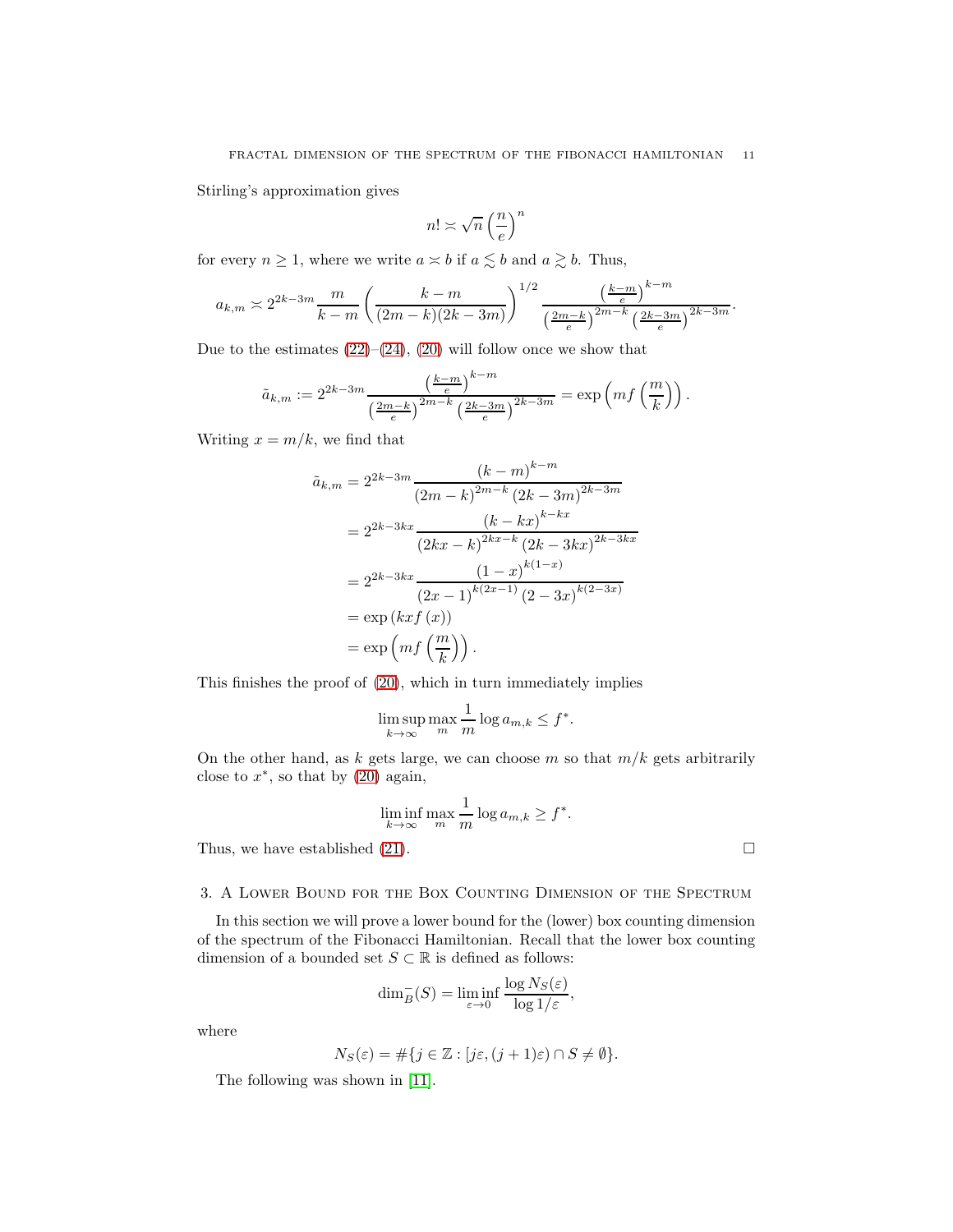Stirling's approximation gives

$$n! \asymp \sqrt{n}\left(\frac{n}{e}\right)^n$$

for every $n \geq 1$, where we write $a \asymp b$ if $a \lesssim b$ and $a \gtrsim b$. Thus,

$$a_{k,m} \asymp 2^{2k-3m}\frac{m}{k-m}\left(\frac{k-m}{(2m-k)(2k-3m)}\right)^{1/2}\frac{\left(\frac{k-m}{e}\right)^{k-m}}{\left(\frac{2m-k}{e}\right)^{2m-k}\left(\frac{2k-3m}{e}\right)^{2k-3m}}.$$

Due to the estimates (22)–(24), (20) will follow once we show that

$$\tilde{a}_{k,m} := 2^{2k-3m}\frac{\left(\frac{k-m}{e}\right)^{k-m}}{\left(\frac{2m-k}{e}\right)^{2m-k}\left(\frac{2k-3m}{e}\right)^{2k-3m}} = \exp\left(mf\left(\frac{m}{k}\right)\right).$$

Writing $x = m/k$, we find that

$$\begin{aligned}
\tilde{a}_{k,m} &= 2^{2k-3m}\frac{(k-m)^{k-m}}{(2m-k)^{2m-k}(2k-3m)^{2k-3m}} \\
&= 2^{2k-3kx}\frac{(k-kx)^{k-kx}}{(2kx-k)^{2kx-k}(2k-3kx)^{2k-3kx}} \\
&= 2^{2k-3kx}\frac{(1-x)^{k(1-x)}}{(2x-1)^{k(2x-1)}(2-3x)^{k(2-3x)}} \\
&= \exp\left(kxf(x)\right) \\
&= \exp\left(mf\left(\frac{m}{k}\right)\right).
\end{aligned}$$

This finishes the proof of (20), which in turn immediately implies

$$\limsup_{k\to\infty}\max_m \frac{1}{m}\log a_{m,k} \leq f^*.$$

On the other hand, as $k$ gets large, we can choose $m$ so that $m/k$ gets arbitrarily close to $x^*$, so that by (20) again,

$$\liminf_{k\to\infty}\max_m \frac{1}{m}\log a_{m,k} \geq f^*.$$

Thus, we have established (21). □

## 3. A Lower Bound for the Box Counting Dimension of the Spectrum

In this section we will prove a lower bound for the (lower) box counting dimension of the spectrum of the Fibonacci Hamiltonian. Recall that the lower box counting dimension of a bounded set $S \subset \mathbb{R}$ is defined as follows:

$$\dim_B^-(S) = \liminf_{\varepsilon\to 0}\frac{\log N_S(\varepsilon)}{\log 1/\varepsilon},$$

where

$$N_S(\varepsilon) = \#\{j \in \mathbb{Z} : [j\varepsilon, (j+1)\varepsilon) \cap S \neq \emptyset\}.$$

The following was shown in [11].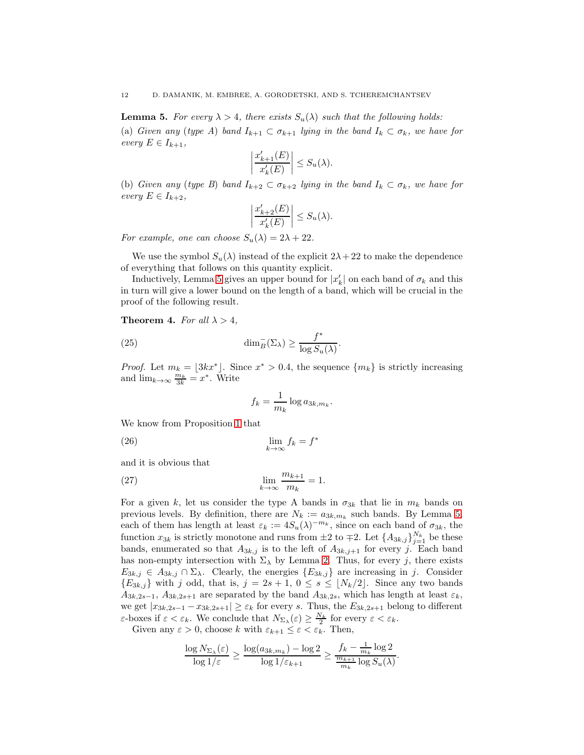**Lemma 5.** *For every $\lambda > 4$, there exists $S_u(\lambda)$ such that the following holds:*

(a) *Given any (type A) band $I_{k+1} \subset \sigma_{k+1}$ lying in the band $I_k \subset \sigma_k$, we have for every $E \in I_{k+1}$,*

$$\left| \frac{x'_{k+1}(E)}{x'_k(E)} \right| \le S_u(\lambda).$$

(b) *Given any (type B) band $I_{k+2} \subset \sigma_{k+2}$ lying in the band $I_k \subset \sigma_k$, we have for every $E \in I_{k+2}$,*

$$\left| \frac{x'_{k+2}(E)}{x'_k(E)} \right| \le S_u(\lambda).$$

*For example, one can choose $S_u(\lambda) = 2\lambda + 22$.*

We use the symbol $S_u(\lambda)$ instead of the explicit $2\lambda + 22$ to make the dependence of everything that follows on this quantity explicit.

Inductively, Lemma 5 gives an upper bound for $|x'_k|$ on each band of $\sigma_k$ and this in turn will give a lower bound on the length of a band, which will be crucial in the proof of the following result.

**Theorem 4.** *For all $\lambda > 4$,*

$$\dim_B^-(\Sigma_\lambda) \ge \frac{f^*}{\log S_u(\lambda)}. \tag{25}$$

*Proof.* Let $m_k = \lfloor 3kx^* \rfloor$. Since $x^* > 0.4$, the sequence $\{m_k\}$ is strictly increasing and $\lim_{k\to\infty} \frac{m_k}{3k} = x^*$. Write

$$f_k = \frac{1}{m_k} \log a_{3k,m_k}.$$

We know from Proposition 1 that

$$\lim_{k\to\infty} f_k = f^* \tag{26}$$

and it is obvious that

$$\lim_{k\to\infty} \frac{m_{k+1}}{m_k} = 1. \tag{27}$$

For a given $k$, let us consider the type A bands in $\sigma_{3k}$ that lie in $m_k$ bands on previous levels. By definition, there are $N_k := a_{3k,m_k}$ such bands. By Lemma 5, each of them has length at least $\varepsilon_k := 4S_u(\lambda)^{-m_k}$, since on each band of $\sigma_{3k}$, the function $x_{3k}$ is strictly monotone and runs from $\pm 2$ to $\mp 2$. Let $\{A_{3k,j}\}_{j=1}^{N_k}$ be these bands, enumerated so that $A_{3k,j}$ is to the left of $A_{3k,j+1}$ for every $j$. Each band has non-empty intersection with $\Sigma_\lambda$ by Lemma 2. Thus, for every $j$, there exists $E_{3k,j} \in A_{3k,j} \cap \Sigma_\lambda$. Clearly, the energies $\{E_{3k,j}\}$ are increasing in $j$. Consider $\{E_{3k,j}\}$ with $j$ odd, that is, $j = 2s+1$, $0 \le s \le \lfloor N_k/2 \rfloor$. Since any two bands $A_{3k,2s-1}$, $A_{3k,2s+1}$ are separated by the band $A_{3k,2s}$, which has length at least $\varepsilon_k$, we get $|x_{3k,2s-1} - x_{3k,2s+1}| \ge \varepsilon_k$ for every $s$. Thus, the $E_{3k,2s+1}$ belong to different $\varepsilon$-boxes if $\varepsilon < \varepsilon_k$. We conclude that $N_{\Sigma_\lambda}(\varepsilon) \ge \frac{N_k}{2}$ for every $\varepsilon < \varepsilon_k$.

Given any $\varepsilon > 0$, choose $k$ with $\varepsilon_{k+1} \le \varepsilon < \varepsilon_k$. Then,

$$\frac{\log N_{\Sigma_\lambda}(\varepsilon)}{\log 1/\varepsilon} \ge \frac{\log(a_{3k,m_k}) - \log 2}{\log 1/\varepsilon_{k+1}} \ge \frac{f_k - \frac{1}{m_k}\log 2}{\frac{m_{k+1}}{m_k} \log S_u(\lambda)}.$$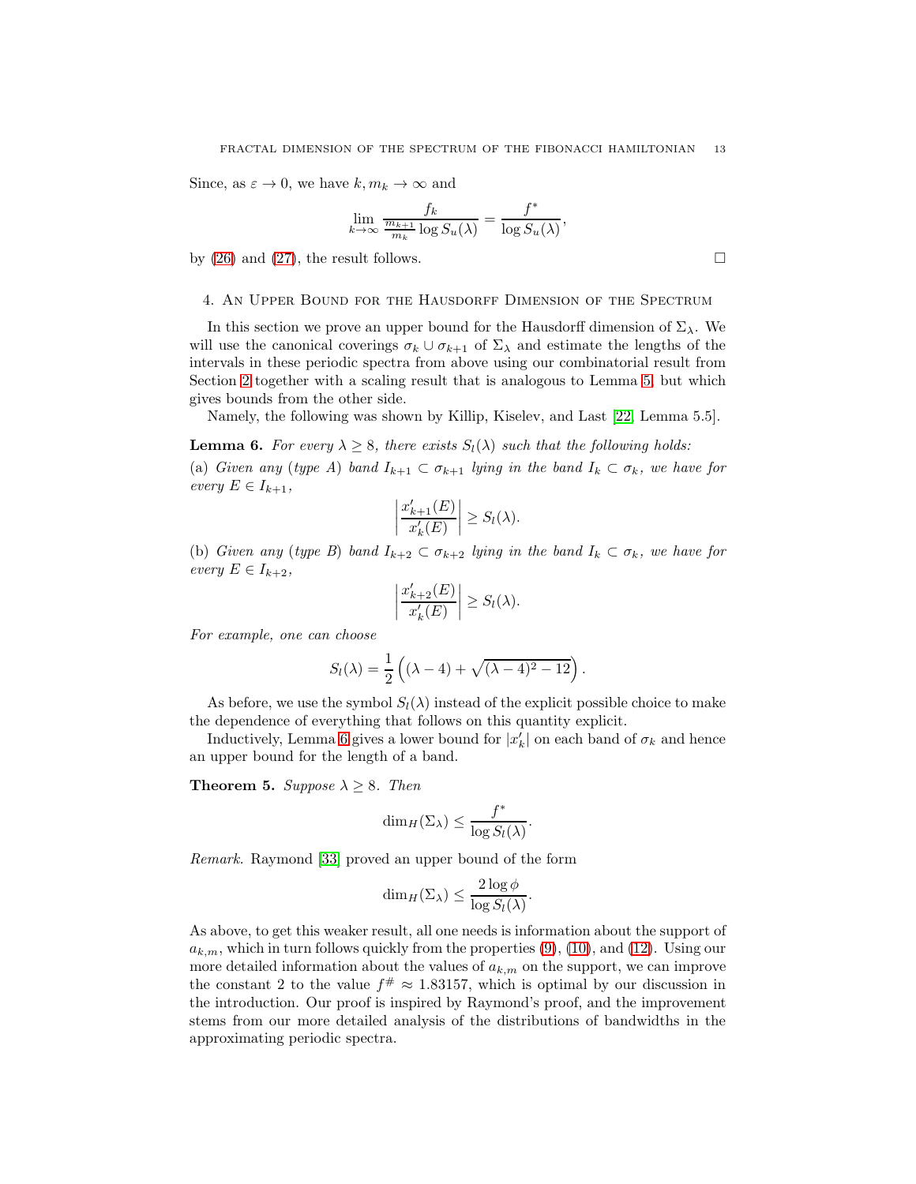Since, as $\varepsilon \to 0$, we have $k, m_k \to \infty$ and

$$\lim_{k\to\infty} \frac{f_k}{\frac{m_{k+1}}{m_k}\log S_u(\lambda)} = \frac{f^*}{\log S_u(\lambda)},$$

by (26) and (27), the result follows. $\square$

## 4. An Upper Bound for the Hausdorff Dimension of the Spectrum

In this section we prove an upper bound for the Hausdorff dimension of $\Sigma_\lambda$. We will use the canonical coverings $\sigma_k \cup \sigma_{k+1}$ of $\Sigma_\lambda$ and estimate the lengths of the intervals in these periodic spectra from above using our combinatorial result from Section 2 together with a scaling result that is analogous to Lemma 5, but which gives bounds from the other side.

Namely, the following was shown by Killip, Kiselev, and Last [22, Lemma 5.5].

**Lemma 6.** *For every $\lambda \geq 8$, there exists $S_l(\lambda)$ such that the following holds:*
(a) *Given any (type A) band $I_{k+1} \subset \sigma_{k+1}$ lying in the band $I_k \subset \sigma_k$, we have for every $E \in I_{k+1}$,*

$$\left| \frac{x'_{k+1}(E)}{x'_k(E)} \right| \geq S_l(\lambda).$$

(b) *Given any (type B) band $I_{k+2} \subset \sigma_{k+2}$ lying in the band $I_k \subset \sigma_k$, we have for every $E \in I_{k+2}$,*

$$\left| \frac{x'_{k+2}(E)}{x'_k(E)} \right| \geq S_l(\lambda).$$

*For example, one can choose*

$$S_l(\lambda) = \frac{1}{2}\left( (\lambda - 4) + \sqrt{(\lambda-4)^2 - 12} \right).$$

As before, we use the symbol $S_l(\lambda)$ instead of the explicit possible choice to make the dependence of everything that follows on this quantity explicit.

Inductively, Lemma 6 gives a lower bound for $|x'_k|$ on each band of $\sigma_k$ and hence an upper bound for the length of a band.

**Theorem 5.** *Suppose $\lambda \geq 8$. Then*

$$\dim_H(\Sigma_\lambda) \leq \frac{f^*}{\log S_l(\lambda)}.$$

*Remark.* Raymond [33] proved an upper bound of the form

$$\dim_H(\Sigma_\lambda) \leq \frac{2\log\phi}{\log S_l(\lambda)}.$$

As above, to get this weaker result, all one needs is information about the support of $a_{k,m}$, which in turn follows quickly from the properties (9), (10), and (12). Using our more detailed information about the values of $a_{k,m}$ on the support, we can improve the constant 2 to the value $f^\# \approx 1.83157$, which is optimal by our discussion in the introduction. Our proof is inspired by Raymond's proof, and the improvement stems from our more detailed analysis of the distributions of bandwidths in the approximating periodic spectra.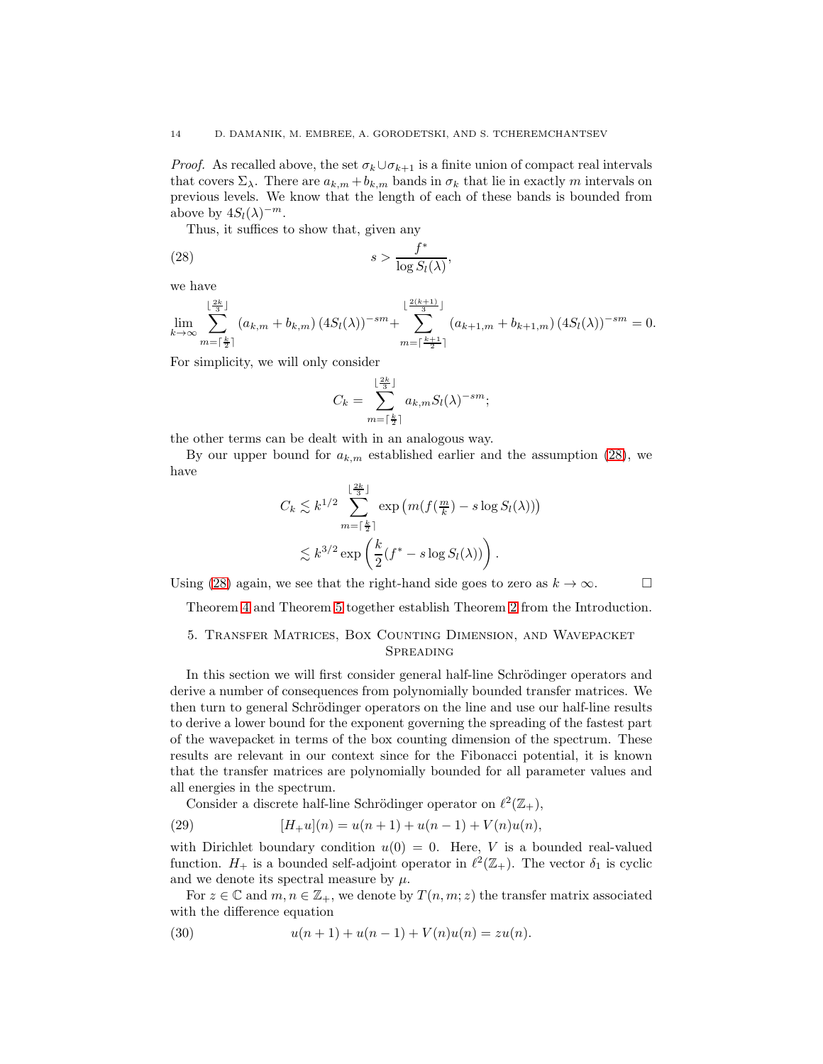*Proof.* As recalled above, the set $\sigma_k \cup \sigma_{k+1}$ is a finite union of compact real intervals that covers $\Sigma_\lambda$. There are $a_{k,m} + b_{k,m}$ bands in $\sigma_k$ that lie in exactly $m$ intervals on previous levels. We know that the length of each of these bands is bounded from above by $4S_l(\lambda)^{-m}$.

Thus, it suffices to show that, given any

$$s > \frac{f^*}{\log S_l(\lambda)}, \tag{28}$$

we have

$$\lim_{k\to\infty} \sum_{m=\lceil \frac{k}{2} \rceil}^{\lfloor \frac{2k}{3} \rfloor} (a_{k,m} + b_{k,m})\,(4S_l(\lambda))^{-sm} + \sum_{m=\lceil \frac{k+1}{2} \rceil}^{\lfloor \frac{2(k+1)}{3} \rfloor} (a_{k+1,m} + b_{k+1,m})\,(4S_l(\lambda))^{-sm} = 0.$$

For simplicity, we will only consider

$$C_k = \sum_{m=\lceil \frac{k}{2} \rceil}^{\lfloor \frac{2k}{3} \rfloor} a_{k,m} S_l(\lambda)^{-sm};$$

the other terms can be dealt with in an analogous way.

By our upper bound for $a_{k,m}$ established earlier and the assumption (28), we have

$$\begin{aligned}
C_k &\lesssim k^{1/2} \sum_{m=\lceil \frac{k}{2} \rceil}^{\lfloor \frac{2k}{3} \rfloor} \exp\left(m(f(\tfrac{m}{k}) - s\log S_l(\lambda))\right) \\
&\lesssim k^{3/2} \exp\left(\frac{k}{2}(f^* - s\log S_l(\lambda))\right).
\end{aligned}$$

Using (28) again, we see that the right-hand side goes to zero as $k \to \infty$. $\square$

Theorem 4 and Theorem 5 together establish Theorem 2 from the Introduction.

## 5. Transfer Matrices, Box Counting Dimension, and Wavepacket Spreading

In this section we will first consider general half-line Schrödinger operators and derive a number of consequences from polynomially bounded transfer matrices. We then turn to general Schrödinger operators on the line and use our half-line results to derive a lower bound for the exponent governing the spreading of the fastest part of the wavepacket in terms of the box counting dimension of the spectrum. These results are relevant in our context since for the Fibonacci potential, it is known that the transfer matrices are polynomially bounded for all parameter values and all energies in the spectrum.

Consider a discrete half-line Schrödinger operator on $\ell^2(\mathbb{Z}_+)$,

$$[H_+ u](n) = u(n+1) + u(n-1) + V(n)u(n), \tag{29}$$

with Dirichlet boundary condition $u(0) = 0$. Here, $V$ is a bounded real-valued function. $H_+$ is a bounded self-adjoint operator in $\ell^2(\mathbb{Z}_+)$. The vector $\delta_1$ is cyclic and we denote its spectral measure by $\mu$.

For $z \in \mathbb{C}$ and $m, n \in \mathbb{Z}_+$, we denote by $T(n, m; z)$ the transfer matrix associated with the difference equation

$$u(n+1) + u(n-1) + V(n)u(n) = zu(n). \tag{30}$$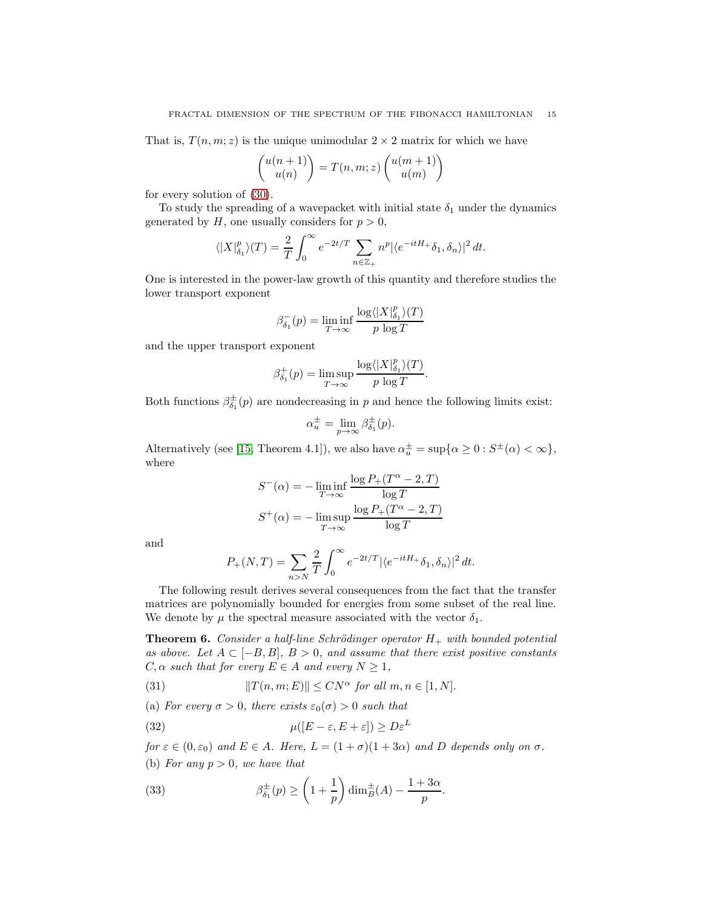That is, $T(n, m; z)$ is the unique unimodular $2 \times 2$ matrix for which we have

$$\begin{pmatrix} u(n+1) \\ u(n) \end{pmatrix} = T(n, m; z) \begin{pmatrix} u(m+1) \\ u(m) \end{pmatrix}$$

for every solution of (30).

To study the spreading of a wavepacket with initial state $\delta_1$ under the dynamics generated by $H$, one usually considers for $p > 0$,

$$\langle |X|^p_{\delta_1} \rangle(T) = \frac{2}{T} \int_0^\infty e^{-2t/T} \sum_{n \in \mathbb{Z}_+} n^p |\langle e^{-itH_+} \delta_1, \delta_n \rangle|^2 \, dt.$$

One is interested in the power-law growth of this quantity and therefore studies the lower transport exponent

$$\beta^-_{\delta_1}(p) = \liminf_{T \to \infty} \frac{\log \langle |X|^p_{\delta_1} \rangle(T)}{p \, \log T}$$

and the upper transport exponent

$$\beta^+_{\delta_1}(p) = \limsup_{T \to \infty} \frac{\log \langle |X|^p_{\delta_1} \rangle(T)}{p \, \log T}.$$

Both functions $\beta^\pm_{\delta_1}(p)$ are nondecreasing in $p$ and hence the following limits exist:

$$\alpha_u^\pm = \lim_{p \to \infty} \beta^\pm_{\delta_1}(p).$$

Alternatively (see [15, Theorem 4.1]), we also have $\alpha_u^\pm = \sup\{\alpha \ge 0 : S^\pm(\alpha) < \infty\}$, where

$$S^-(\alpha) = -\liminf_{T \to \infty} \frac{\log P_+(T^\alpha - 2, T)}{\log T}$$

$$S^+(\alpha) = -\limsup_{T \to \infty} \frac{\log P_+(T^\alpha - 2, T)}{\log T}$$

and

$$P_+(N, T) = \sum_{n > N} \frac{2}{T} \int_0^\infty e^{-2t/T} |\langle e^{-itH_+} \delta_1, \delta_n \rangle|^2 \, dt.$$

The following result derives several consequences from the fact that the transfer matrices are polynomially bounded for energies from some subset of the real line. We denote by $\mu$ the spectral measure associated with the vector $\delta_1$.

**Theorem 6.** *Consider a half-line Schrödinger operator $H_+$ with bounded potential as above. Let $A \subset [-B, B]$, $B > 0$, and assume that there exist positive constants $C, \alpha$ such that for every $E \in A$ and every $N \ge 1$,*

$$\|T(n, m; E)\| \le C N^\alpha \text{ for all } m, n \in [1, N]. \tag{31}$$

(a) *For every $\sigma > 0$, there exists $\varepsilon_0(\sigma) > 0$ such that*

$$\mu([E - \varepsilon, E + \varepsilon]) \ge D \varepsilon^L \tag{32}$$

*for $\varepsilon \in (0, \varepsilon_0)$ and $E \in A$. Here, $L = (1 + \sigma)(1 + 3\alpha)$ and $D$ depends only on $\sigma$.*

(b) *For any $p > 0$, we have that*

$$\beta^\pm_{\delta_1}(p) \ge \left(1 + \frac{1}{p}\right) \dim_B^\pm(A) - \frac{1 + 3\alpha}{p}. \tag{33}$$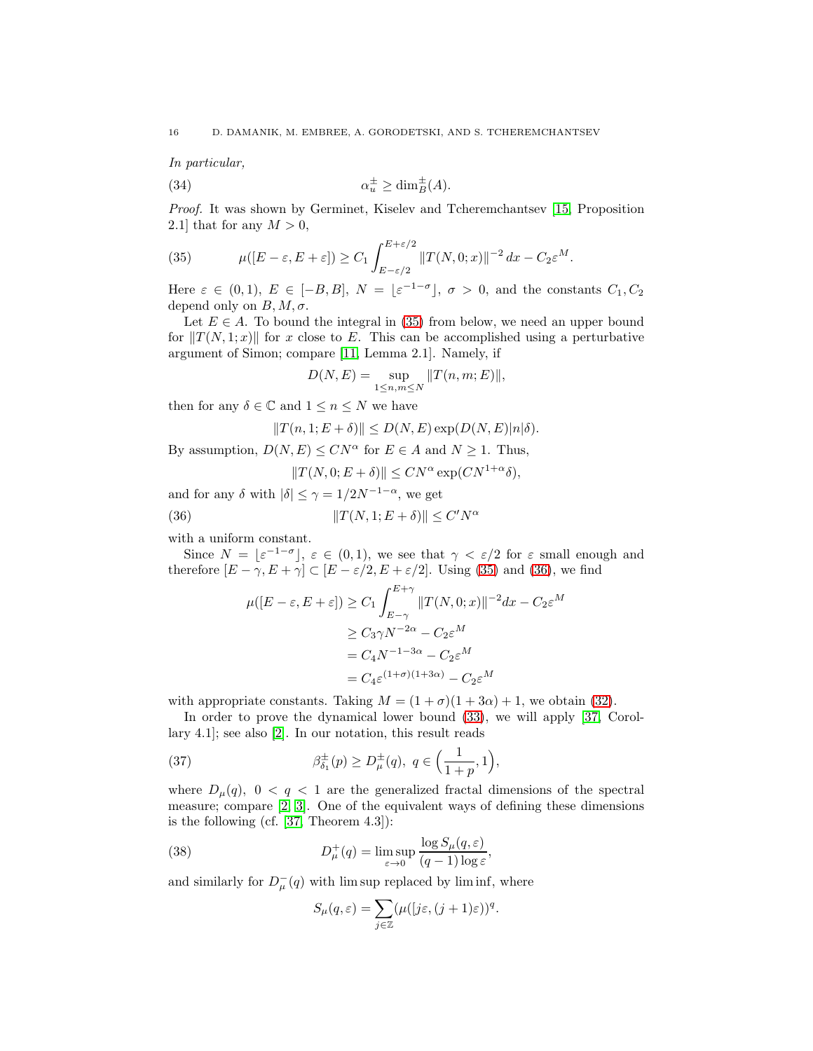*In particular,*

$$\alpha_u^\pm \geq \dim_B^\pm(A). \tag{34}$$

*Proof.* It was shown by Germinet, Kiselev and Tcheremchantsev [15, Proposition 2.1] that for any $M > 0$,

$$\mu([E-\varepsilon, E+\varepsilon]) \geq C_1 \int_{E-\varepsilon/2}^{E+\varepsilon/2} \|T(N,0;x)\|^{-2}\, dx - C_2 \varepsilon^M. \tag{35}$$

Here $\varepsilon \in (0,1)$, $E \in [-B, B]$, $N = \lfloor \varepsilon^{-1-\sigma} \rfloor$, $\sigma > 0$, and the constants $C_1, C_2$ depend only on $B, M, \sigma$.

Let $E \in A$. To bound the integral in (35) from below, we need an upper bound for $\|T(N,1;x)\|$ for $x$ close to $E$. This can be accomplished using a perturbative argument of Simon; compare [11, Lemma 2.1]. Namely, if

$$D(N,E) = \sup_{1 \leq n,m \leq N} \|T(n,m;E)\|,$$

then for any $\delta \in \mathbb{C}$ and $1 \leq n \leq N$ we have

$$\|T(n,1;E+\delta)\| \leq D(N,E) \exp(D(N,E)|n|\delta).$$

By assumption, $D(N,E) \leq CN^\alpha$ for $E \in A$ and $N \geq 1$. Thus,

$$\|T(N,0;E+\delta)\| \leq CN^\alpha \exp(CN^{1+\alpha}\delta),$$

and for any $\delta$ with $|\delta| \leq \gamma = 1/2N^{-1-\alpha}$, we get

$$\|T(N,1;E+\delta)\| \leq C' N^\alpha \tag{36}$$

with a uniform constant.

Since $N = \lfloor \varepsilon^{-1-\sigma} \rfloor$, $\varepsilon \in (0,1)$, we see that $\gamma < \varepsilon/2$ for $\varepsilon$ small enough and therefore $[E-\gamma, E+\gamma] \subset [E-\varepsilon/2, E+\varepsilon/2]$. Using (35) and (36), we find

$$\begin{aligned}
\mu([E-\varepsilon, E+\varepsilon]) &\geq C_1 \int_{E-\gamma}^{E+\gamma} \|T(N,0;x)\|^{-2} dx - C_2 \varepsilon^M \\
&\geq C_3 \gamma N^{-2\alpha} - C_2 \varepsilon^M \\
&= C_4 N^{-1-3\alpha} - C_2 \varepsilon^M \\
&= C_4 \varepsilon^{(1+\sigma)(1+3\alpha)} - C_2 \varepsilon^M
\end{aligned}$$

with appropriate constants. Taking $M = (1+\sigma)(1+3\alpha) + 1$, we obtain (32).

In order to prove the dynamical lower bound (33), we will apply [37, Corollary 4.1]; see also [2]. In our notation, this result reads

$$\beta_{\delta_1}^\pm(p) \geq D_\mu^\pm(q), \ q \in \Big(\frac{1}{1+p}, 1\Big), \tag{37}$$

where $D_\mu(q)$, $0 < q < 1$ are the generalized fractal dimensions of the spectral measure; compare [2, 3]. One of the equivalent ways of defining these dimensions is the following (cf. [37, Theorem 4.3]):

$$D_\mu^+(q) = \limsup_{\varepsilon \to 0} \frac{\log S_\mu(q,\varepsilon)}{(q-1)\log \varepsilon}, \tag{38}$$

and similarly for $D_\mu^-(q)$ with lim sup replaced by lim inf, where

$$S_\mu(q,\varepsilon) = \sum_{j \in \mathbb{Z}} (\mu([j\varepsilon, (j+1)\varepsilon))^q.$$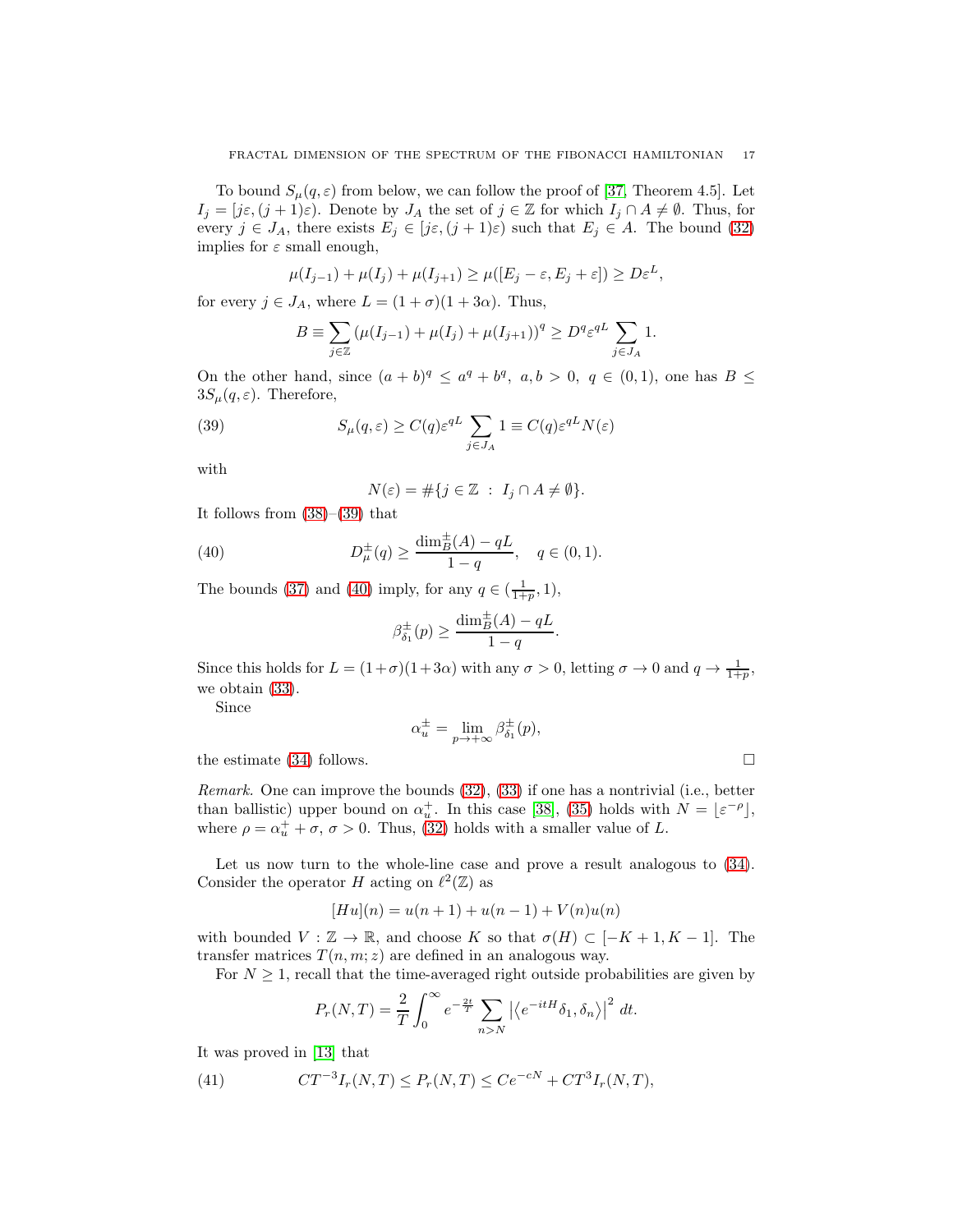To bound $S_\mu(q,\varepsilon)$ from below, we can follow the proof of [37, Theorem 4.5]. Let $I_j = [j\varepsilon, (j+1)\varepsilon)$. Denote by $J_A$ the set of $j \in \mathbb{Z}$ for which $I_j \cap A \neq \emptyset$. Thus, for every $j \in J_A$, there exists $E_j \in [j\varepsilon, (j+1)\varepsilon)$ such that $E_j \in A$. The bound (32) implies for $\varepsilon$ small enough,

$$\mu(I_{j-1}) + \mu(I_j) + \mu(I_{j+1}) \geq \mu([E_j - \varepsilon, E_j + \varepsilon]) \geq D\varepsilon^L,$$

for every $j \in J_A$, where $L = (1+\sigma)(1+3\alpha)$. Thus,

$$B \equiv \sum_{j\in\mathbb{Z}} \left(\mu(I_{j-1}) + \mu(I_j) + \mu(I_{j+1})\right)^q \geq D^q \varepsilon^{qL} \sum_{j\in J_A} 1.$$

On the other hand, since $(a+b)^q \leq a^q + b^q$, $a, b > 0$, $q \in (0,1)$, one has $B \leq 3S_\mu(q,\varepsilon)$. Therefore,

$$S_\mu(q,\varepsilon) \geq C(q)\varepsilon^{qL} \sum_{j\in J_A} 1 \equiv C(q)\varepsilon^{qL} N(\varepsilon) \tag{39}$$

with

$$N(\varepsilon) = \#\{j \in \mathbb{Z} \ : \ I_j \cap A \neq \emptyset\}.$$

It follows from (38)–(39) that

$$D_\mu^\pm(q) \geq \frac{\dim_B^\pm(A) - qL}{1-q}, \quad q \in (0,1). \tag{40}$$

The bounds (37) and (40) imply, for any $q \in (\frac{1}{1+p}, 1)$,

$$\beta_{\delta_1}^\pm(p) \geq \frac{\dim_B^\pm(A) - qL}{1-q}.$$

Since this holds for $L = (1+\sigma)(1+3\alpha)$ with any $\sigma > 0$, letting $\sigma \to 0$ and $q \to \frac{1}{1+p}$, we obtain (33).

Since

$$\alpha_u^\pm = \lim_{p\to+\infty} \beta_{\delta_1}^\pm(p),$$

the estimate (34) follows. $\square$

*Remark.* One can improve the bounds (32), (33) if one has a nontrivial (i.e., better than ballistic) upper bound on $\alpha_u^+$. In this case [38], (35) holds with $N = \lfloor \varepsilon^{-\rho} \rfloor$, where $\rho = \alpha_u^+ + \sigma$, $\sigma > 0$. Thus, (32) holds with a smaller value of $L$.

Let us now turn to the whole-line case and prove a result analogous to (34). Consider the operator $H$ acting on $\ell^2(\mathbb{Z})$ as

$$[Hu](n) = u(n+1) + u(n-1) + V(n)u(n)$$

with bounded $V : \mathbb{Z} \to \mathbb{R}$, and choose $K$ so that $\sigma(H) \subset [-K+1, K-1]$. The transfer matrices $T(n,m;z)$ are defined in an analogous way.

For $N \geq 1$, recall that the time-averaged right outside probabilities are given by

$$P_r(N,T) = \frac{2}{T}\int_0^\infty e^{-\frac{2t}{T}} \sum_{n>N} \left|\langle e^{-itH}\delta_1, \delta_n\rangle\right|^2 \, dt.$$

It was proved in [13] that

$$CT^{-3} I_r(N,T) \leq P_r(N,T) \leq Ce^{-cN} + CT^3 I_r(N,T), \tag{41}$$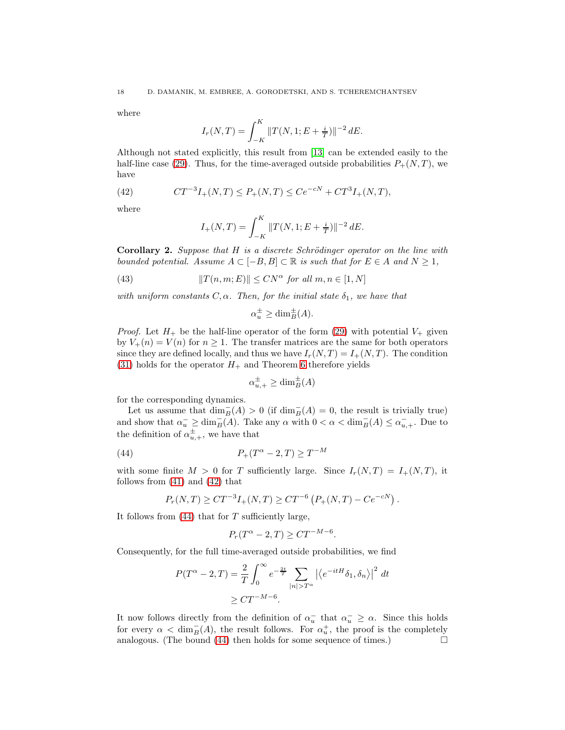where

$$I_r(N,T) = \int_{-K}^{K} \|T(N,1;E+\tfrac{i}{T})\|^{-2}\, dE.$$

Although not stated explicitly, this result from [13] can be extended easily to the half-line case (29). Thus, for the time-averaged outside probabilities $P_+(N,T)$, we have

$$CT^{-3} I_+(N,T) \le P_+(N,T) \le Ce^{-cN} + CT^3 I_+(N,T), \tag{42}$$

where

$$I_+(N,T) = \int_{-K}^{K} \|T(N,1;E+\tfrac{i}{T})\|^{-2}\, dE.$$

**Corollary 2.** *Suppose that $H$ is a discrete Schrödinger operator on the line with bounded potential. Assume $A \subset [-B,B] \subset \mathbb{R}$ is such that for $E \in A$ and $N \ge 1$,*

$$\|T(n,m;E)\| \le CN^\alpha \text{ for all } m,n \in [1,N] \tag{43}$$

*with uniform constants $C, \alpha$. Then, for the initial state $\delta_1$, we have that*

$$\alpha_u^\pm \ge \dim_B^\pm(A).$$

*Proof.* Let $H_+$ be the half-line operator of the form (29) with potential $V_+$ given by $V_+(n) = V(n)$ for $n \ge 1$. The transfer matrices are the same for both operators since they are defined locally, and thus we have $I_r(N,T) = I_+(N,T)$. The condition (31) holds for the operator $H_+$ and Theorem 6 therefore yields

$$\alpha_{u,+}^\pm \ge \dim_B^\pm(A)$$

for the corresponding dynamics.

Let us assume that $\dim_B^-(A) > 0$ (if $\dim_B^-(A) = 0$, the result is trivially true) and show that $\alpha_u^- \ge \dim_B^-(A)$. Take any $\alpha$ with $0 < \alpha < \dim_B^-(A) \le \alpha_{u,+}^-$. Due to the definition of $\alpha_{u,+}^\pm$, we have that

$$P_+(T^\alpha - 2, T) \ge T^{-M} \tag{44}$$

with some finite $M > 0$ for $T$ sufficiently large. Since $I_r(N,T) = I_+(N,T)$, it follows from (41) and (42) that

$$P_r(N,T) \ge CT^{-3} I_+(N,T) \ge CT^{-6}\left(P_+(N,T) - Ce^{-cN}\right).$$

It follows from (44) that for $T$ sufficiently large,

$$P_r(T^\alpha - 2, T) \ge CT^{-M-6}.$$

Consequently, for the full time-averaged outside probabilities, we find

$$\begin{aligned} P(T^\alpha - 2, T) &= \frac{2}{T}\int_0^\infty e^{-\frac{2t}{T}} \sum_{|n| > T^\alpha} \left|\langle e^{-itH}\delta_1, \delta_n\rangle\right|^2 dt \\ &\ge CT^{-M-6}. \end{aligned}$$

It now follows directly from the definition of $\alpha_u^-$ that $\alpha_u^- \ge \alpha$. Since this holds for every $\alpha < \dim_B^-(A)$, the result follows. For $\alpha_u^+$, the proof is the completely analogous. (The bound (44) then holds for some sequence of times.) □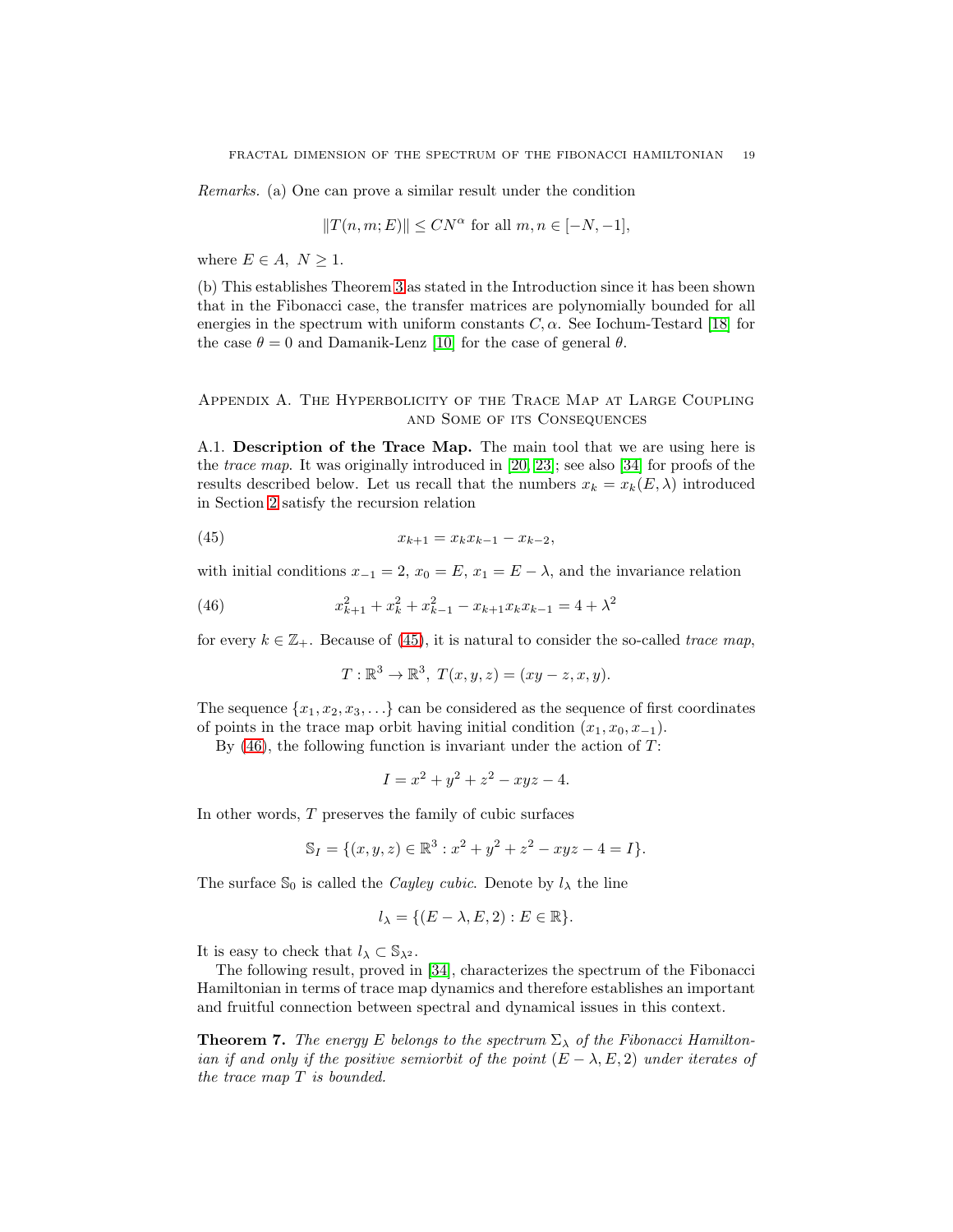*Remarks.* (a) One can prove a similar result under the condition

$$\|T(n, m; E)\| \leq CN^{\alpha} \text{ for all } m, n \in [-N, -1],$$

where $E \in A$, $N \geq 1$.

(b) This establishes Theorem 3 as stated in the Introduction since it has been shown that in the Fibonacci case, the transfer matrices are polynomially bounded for all energies in the spectrum with uniform constants $C, \alpha$. See Iochum-Testard [18] for the case $\theta = 0$ and Damanik-Lenz [10] for the case of general $\theta$.

## Appendix A. The Hyperbolicity of the Trace Map at Large Coupling and Some of its Consequences

A.1. **Description of the Trace Map.** The main tool that we are using here is the *trace map*. It was originally introduced in [20, 23]; see also [34] for proofs of the results described below. Let us recall that the numbers $x_k = x_k(E, \lambda)$ introduced in Section 2 satisfy the recursion relation

$$x_{k+1} = x_k x_{k-1} - x_{k-2}, \tag{45}$$

with initial conditions $x_{-1} = 2$, $x_0 = E$, $x_1 = E - \lambda$, and the invariance relation

$$x_{k+1}^2 + x_k^2 + x_{k-1}^2 - x_{k+1} x_k x_{k-1} = 4 + \lambda^2 \tag{46}$$

for every $k \in \mathbb{Z}_+$. Because of (45), it is natural to consider the so-called *trace map*,

$$T : \mathbb{R}^3 \to \mathbb{R}^3, \; T(x, y, z) = (xy - z, x, y).$$

The sequence $\{x_1, x_2, x_3, \ldots\}$ can be considered as the sequence of first coordinates of points in the trace map orbit having initial condition $(x_1, x_0, x_{-1})$.

By (46), the following function is invariant under the action of $T$:

$$I = x^2 + y^2 + z^2 - xyz - 4.$$

In other words, $T$ preserves the family of cubic surfaces

$$\mathbb{S}_I = \{(x, y, z) \in \mathbb{R}^3 : x^2 + y^2 + z^2 - xyz - 4 = I\}.$$

The surface $\mathbb{S}_0$ is called the *Cayley cubic*. Denote by $l_\lambda$ the line

$$l_\lambda = \{(E - \lambda, E, 2) : E \in \mathbb{R}\}.$$

It is easy to check that $l_\lambda \subset \mathbb{S}_{\lambda^2}$.

The following result, proved in [34], characterizes the spectrum of the Fibonacci Hamiltonian in terms of trace map dynamics and therefore establishes an important and fruitful connection between spectral and dynamical issues in this context.

**Theorem 7.** *The energy $E$ belongs to the spectrum $\Sigma_\lambda$ of the Fibonacci Hamiltonian if and only if the positive semiorbit of the point $(E - \lambda, E, 2)$ under iterates of the trace map $T$ is bounded.*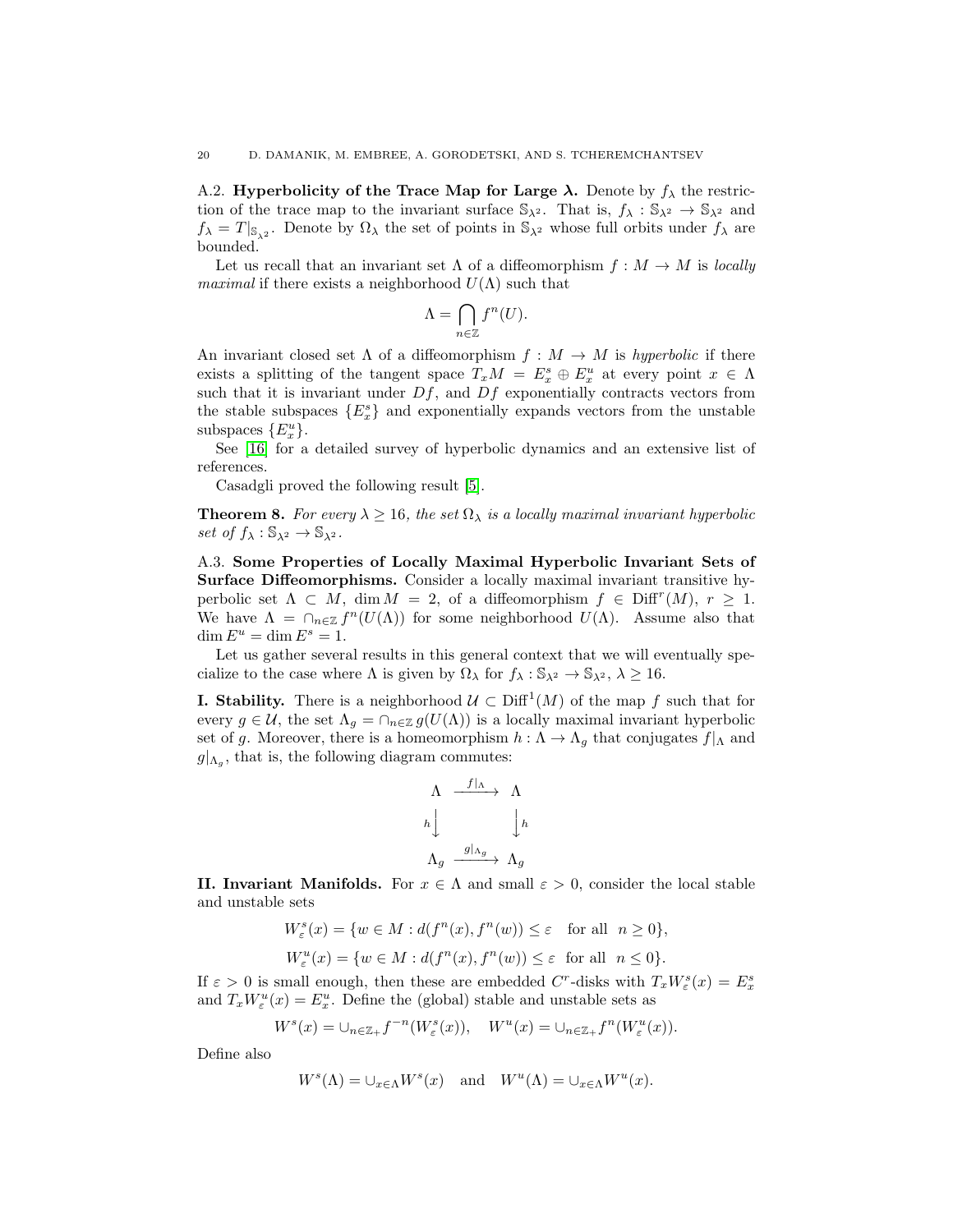A.2. **Hyperbolicity of the Trace Map for Large $\boldsymbol{\lambda}$.** Denote by $f_\lambda$ the restriction of the trace map to the invariant surface $\mathbb{S}_{\lambda^2}$. That is, $f_\lambda : \mathbb{S}_{\lambda^2} \to \mathbb{S}_{\lambda^2}$ and $f_\lambda = T|_{\mathbb{S}_{\lambda^2}}$. Denote by $\Omega_\lambda$ the set of points in $\mathbb{S}_{\lambda^2}$ whose full orbits under $f_\lambda$ are bounded.

Let us recall that an invariant set $\Lambda$ of a diffeomorphism $f : M \to M$ is *locally maximal* if there exists a neighborhood $U(\Lambda)$ such that

$$\Lambda = \bigcap_{n \in \mathbb{Z}} f^n(U).$$

An invariant closed set $\Lambda$ of a diffeomorphism $f : M \to M$ is *hyperbolic* if there exists a splitting of the tangent space $T_xM = E^s_x \oplus E^u_x$ at every point $x \in \Lambda$ such that it is invariant under $Df$, and $Df$ exponentially contracts vectors from the stable subspaces $\{E^s_x\}$ and exponentially expands vectors from the unstable subspaces $\{E^u_x\}$.

See [16] for a detailed survey of hyperbolic dynamics and an extensive list of references.

Casadgli proved the following result [5].

**Theorem 8.** *For every $\lambda \geq 16$, the set $\Omega_\lambda$ is a locally maximal invariant hyperbolic set of $f_\lambda : \mathbb{S}_{\lambda^2} \to \mathbb{S}_{\lambda^2}$.*

A.3. **Some Properties of Locally Maximal Hyperbolic Invariant Sets of Surface Diffeomorphisms.** Consider a locally maximal invariant transitive hyperbolic set $\Lambda \subset M$, $\dim M = 2$, of a diffeomorphism $f \in \mathrm{Diff}^r(M)$, $r \geq 1$. We have $\Lambda = \cap_{n \in \mathbb{Z}} f^n(U(\Lambda))$ for some neighborhood $U(\Lambda)$. Assume also that $\dim E^u = \dim E^s = 1$.

Let us gather several results in this general context that we will eventually specialize to the case where $\Lambda$ is given by $\Omega_\lambda$ for $f_\lambda : \mathbb{S}_{\lambda^2} \to \mathbb{S}_{\lambda^2}$, $\lambda \geq 16$.

**I. Stability.** There is a neighborhood $\mathcal{U} \subset \mathrm{Diff}^1(M)$ of the map $f$ such that for every $g \in \mathcal{U}$, the set $\Lambda_g = \cap_{n \in \mathbb{Z}} g(U(\Lambda))$ is a locally maximal invariant hyperbolic set of $g$. Moreover, there is a homeomorphism $h : \Lambda \to \Lambda_g$ that conjugates $f|_\Lambda$ and $g|_{\Lambda_g}$, that is, the following diagram commutes:

$$\begin{array}{ccc} \Lambda & \xrightarrow{f|_\Lambda} & \Lambda \\ {\scriptstyle h}\big\downarrow & & \big\downarrow{\scriptstyle h} \\ \Lambda_g & \xrightarrow{g|_{\Lambda_g}} & \Lambda_g \end{array}$$

**II. Invariant Manifolds.** For $x \in \Lambda$ and small $\varepsilon > 0$, consider the local stable and unstable sets

$$W^s_\varepsilon(x) = \{w \in M : d(f^n(x), f^n(w)) \leq \varepsilon \quad \text{for all} \;\; n \geq 0\},$$

$$W^u_\varepsilon(x) = \{w \in M : d(f^n(x), f^n(w)) \leq \varepsilon \;\; \text{for all} \;\; n \leq 0\}.$$

If $\varepsilon > 0$ is small enough, then these are embedded $C^r$-disks with $T_xW^s_\varepsilon(x) = E^s_x$ and $T_xW^u_\varepsilon(x) = E^u_x$. Define the (global) stable and unstable sets as

$$W^s(x) = \cup_{n \in \mathbb{Z}_+} f^{-n}(W^s_\varepsilon(x)), \quad W^u(x) = \cup_{n \in \mathbb{Z}_+} f^n(W^u_\varepsilon(x)).$$

Define also

$$W^s(\Lambda) = \cup_{x \in \Lambda} W^s(x) \quad \text{and} \quad W^u(\Lambda) = \cup_{x \in \Lambda} W^u(x).$$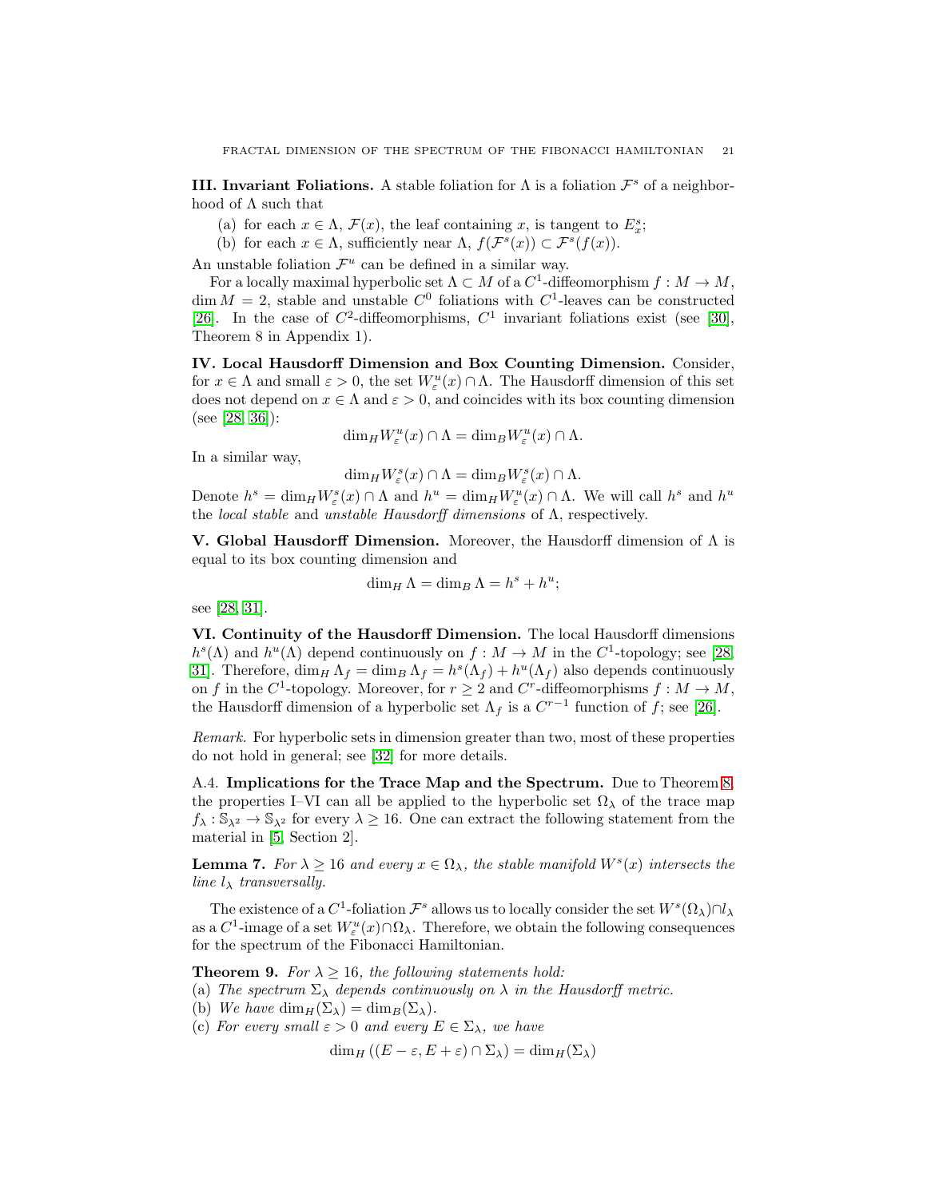**III. Invariant Foliations.** A stable foliation for $\Lambda$ is a foliation $\mathcal{F}^s$ of a neighborhood of $\Lambda$ such that

(a) for each $x \in \Lambda$, $\mathcal{F}(x)$, the leaf containing $x$, is tangent to $E^s_x$;
(b) for each $x \in \Lambda$, sufficiently near $\Lambda$, $f(\mathcal{F}^s(x)) \subset \mathcal{F}^s(f(x))$.

An unstable foliation $\mathcal{F}^u$ can be defined in a similar way.

For a locally maximal hyperbolic set $\Lambda \subset M$ of a $C^1$-diffeomorphism $f : M \to M$, $\dim M = 2$, stable and unstable $C^0$ foliations with $C^1$-leaves can be constructed [26]. In the case of $C^2$-diffeomorphisms, $C^1$ invariant foliations exist (see [30], Theorem 8 in Appendix 1).

**IV. Local Hausdorff Dimension and Box Counting Dimension.** Consider, for $x \in \Lambda$ and small $\varepsilon > 0$, the set $W^u_\varepsilon(x) \cap \Lambda$. The Hausdorff dimension of this set does not depend on $x \in \Lambda$ and $\varepsilon > 0$, and coincides with its box counting dimension (see [28, 36]):

$$\dim_H W^u_\varepsilon(x) \cap \Lambda = \dim_B W^u_\varepsilon(x) \cap \Lambda.$$

In a similar way,

$$\dim_H W^s_\varepsilon(x) \cap \Lambda = \dim_B W^s_\varepsilon(x) \cap \Lambda.$$

Denote $h^s = \dim_H W^s_\varepsilon(x) \cap \Lambda$ and $h^u = \dim_H W^u_\varepsilon(x) \cap \Lambda$. We will call $h^s$ and $h^u$ the *local stable* and *unstable Hausdorff dimensions* of $\Lambda$, respectively.

**V. Global Hausdorff Dimension.** Moreover, the Hausdorff dimension of $\Lambda$ is equal to its box counting dimension and

$$\dim_H \Lambda = \dim_B \Lambda = h^s + h^u;$$

see [28, 31].

**VI. Continuity of the Hausdorff Dimension.** The local Hausdorff dimensions $h^s(\Lambda)$ and $h^u(\Lambda)$ depend continuously on $f : M \to M$ in the $C^1$-topology; see [28, 31]. Therefore, $\dim_H \Lambda_f = \dim_B \Lambda_f = h^s(\Lambda_f) + h^u(\Lambda_f)$ also depends continuously on $f$ in the $C^1$-topology. Moreover, for $r \geq 2$ and $C^r$-diffeomorphisms $f : M \to M$, the Hausdorff dimension of a hyperbolic set $\Lambda_f$ is a $C^{r-1}$ function of $f$; see [26].

*Remark.* For hyperbolic sets in dimension greater than two, most of these properties do not hold in general; see [32] for more details.

A.4. **Implications for the Trace Map and the Spectrum.** Due to Theorem 8, the properties I–VI can all be applied to the hyperbolic set $\Omega_\lambda$ of the trace map $f_\lambda : \mathbb{S}_{\lambda^2} \to \mathbb{S}_{\lambda^2}$ for every $\lambda \geq 16$. One can extract the following statement from the material in [5, Section 2].

**Lemma 7.** *For $\lambda \geq 16$ and every $x \in \Omega_\lambda$, the stable manifold $W^s(x)$ intersects the line $l_\lambda$ transversally.*

The existence of a $C^1$-foliation $\mathcal{F}^s$ allows us to locally consider the set $W^s(\Omega_\lambda) \cap l_\lambda$ as a $C^1$-image of a set $W^u_\varepsilon(x) \cap \Omega_\lambda$. Therefore, we obtain the following consequences for the spectrum of the Fibonacci Hamiltonian.

**Theorem 9.** *For $\lambda \geq 16$, the following statements hold:*
(a) *The spectrum $\Sigma_\lambda$ depends continuously on $\lambda$ in the Hausdorff metric.*
(b) *We have $\dim_H(\Sigma_\lambda) = \dim_B(\Sigma_\lambda)$.*
(c) *For every small $\varepsilon > 0$ and every $E \in \Sigma_\lambda$, we have*

$$\dim_H \left( (E - \varepsilon, E + \varepsilon) \cap \Sigma_\lambda \right) = \dim_H(\Sigma_\lambda)$$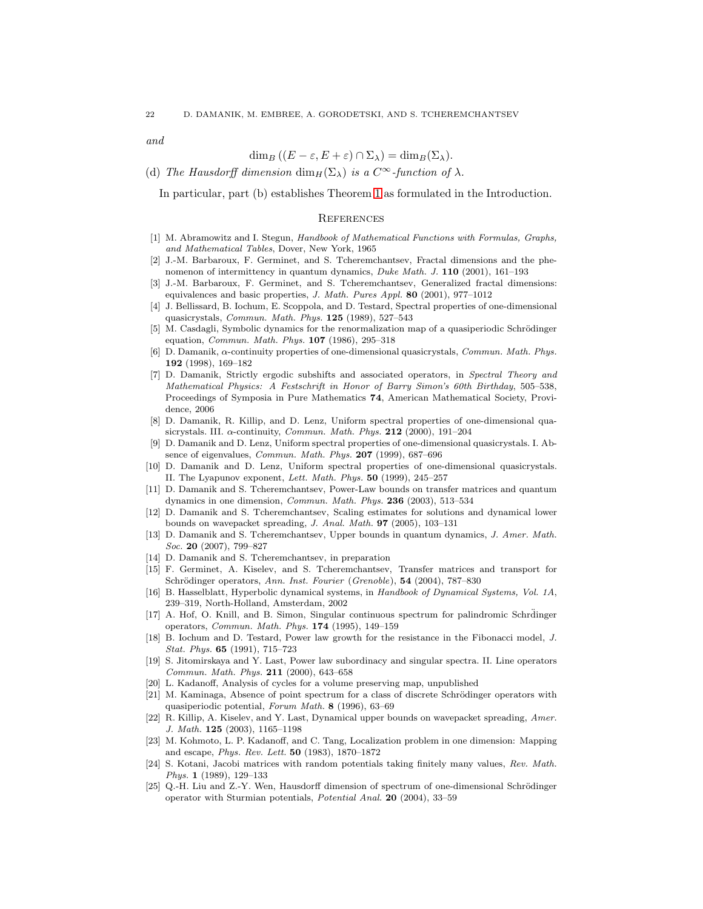*and*

$$\dim_B((E-\varepsilon, E+\varepsilon) \cap \Sigma_\lambda) = \dim_B(\Sigma_\lambda).$$

(d) *The Hausdorff dimension* $\dim_H(\Sigma_\lambda)$ *is a* $C^\infty$*-function of* $\lambda$.

In particular, part (b) establishes Theorem 1 as formulated in the Introduction.

## References

[1] M. Abramowitz and I. Stegun, *Handbook of Mathematical Functions with Formulas, Graphs, and Mathematical Tables*, Dover, New York, 1965

[2] J.-M. Barbaroux, F. Germinet, and S. Tcheremchantsev, Fractal dimensions and the phenomenon of intermittency in quantum dynamics, *Duke Math. J.* **110** (2001), 161–193

[3] J.-M. Barbaroux, F. Germinet, and S. Tcheremchantsev, Generalized fractal dimensions: equivalences and basic properties, *J. Math. Pures Appl.* **80** (2001), 977–1012

[4] J. Bellissard, B. Iochum, E. Scoppola, and D. Testard, Spectral properties of one-dimensional quasicrystals, *Commun. Math. Phys.* **125** (1989), 527–543

[5] M. Casdagli, Symbolic dynamics for the renormalization map of a quasiperiodic Schrödinger equation, *Commun. Math. Phys.* **107** (1986), 295–318

[6] D. Damanik, $\alpha$-continuity properties of one-dimensional quasicrystals, *Commun. Math. Phys.* **192** (1998), 169–182

[7] D. Damanik, Strictly ergodic subshifts and associated operators, in *Spectral Theory and Mathematical Physics: A Festschrift in Honor of Barry Simon's 60th Birthday*, 505–538, Proceedings of Symposia in Pure Mathematics **74**, American Mathematical Society, Providence, 2006

[8] D. Damanik, R. Killip, and D. Lenz, Uniform spectral properties of one-dimensional quasicrystals. III. $\alpha$-continuity, *Commun. Math. Phys.* **212** (2000), 191–204

[9] D. Damanik and D. Lenz, Uniform spectral properties of one-dimensional quasicrystals. I. Absence of eigenvalues, *Commun. Math. Phys.* **207** (1999), 687–696

[10] D. Damanik and D. Lenz, Uniform spectral properties of one-dimensional quasicrystals. II. The Lyapunov exponent, *Lett. Math. Phys.* **50** (1999), 245–257

[11] D. Damanik and S. Tcheremchantsev, Power-Law bounds on transfer matrices and quantum dynamics in one dimension, *Commun. Math. Phys.* **236** (2003), 513–534

[12] D. Damanik and S. Tcheremchantsev, Scaling estimates for solutions and dynamical lower bounds on wavepacket spreading, *J. Anal. Math.* **97** (2005), 103–131

[13] D. Damanik and S. Tcheremchantsev, Upper bounds in quantum dynamics, *J. Amer. Math. Soc.* **20** (2007), 799–827

[14] D. Damanik and S. Tcheremchantsev, in preparation

[15] F. Germinet, A. Kiselev, and S. Tcheremchantsev, Transfer matrices and transport for Schrödinger operators, *Ann. Inst. Fourier* (*Grenoble*), **54** (2004), 787–830

[16] B. Hasselblatt, Hyperbolic dynamical systems, in *Handbook of Dynamical Systems, Vol. 1A*, 239–319, North-Holland, Amsterdam, 2002

[17] A. Hof, O. Knill, and B. Simon, Singular continuous spectrum for palindromic Schrd̈inger operators, *Commun. Math. Phys.* **174** (1995), 149–159

[18] B. Iochum and D. Testard, Power law growth for the resistance in the Fibonacci model, *J. Stat. Phys.* **65** (1991), 715–723

[19] S. Jitomirskaya and Y. Last, Power law subordinacy and singular spectra. II. Line operators *Commun. Math. Phys.* **211** (2000), 643–658

[20] L. Kadanoff, Analysis of cycles for a volume preserving map, unpublished

[21] M. Kaminaga, Absence of point spectrum for a class of discrete Schrödinger operators with quasiperiodic potential, *Forum Math.* **8** (1996), 63–69

[22] R. Killip, A. Kiselev, and Y. Last, Dynamical upper bounds on wavepacket spreading, *Amer. J. Math.* **125** (2003), 1165–1198

[23] M. Kohmoto, L. P. Kadanoff, and C. Tang, Localization problem in one dimension: Mapping and escape, *Phys. Rev. Lett.* **50** (1983), 1870–1872

[24] S. Kotani, Jacobi matrices with random potentials taking finitely many values, *Rev. Math. Phys.* **1** (1989), 129–133

[25] Q.-H. Liu and Z.-Y. Wen, Hausdorff dimension of spectrum of one-dimensional Schrödinger operator with Sturmian potentials, *Potential Anal.* **20** (2004), 33–59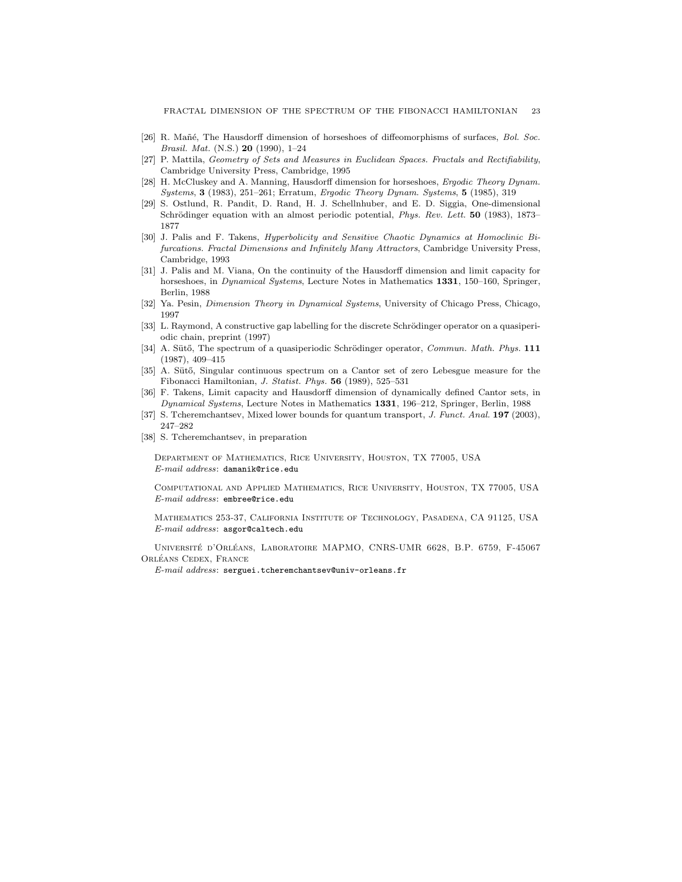[26] R. Mañé, The Hausdorff dimension of horseshoes of diffeomorphisms of surfaces, *Bol. Soc. Brasil. Mat.* (N.S.) **20** (1990), 1–24

[27] P. Mattila, *Geometry of Sets and Measures in Euclidean Spaces. Fractals and Rectifiability*, Cambridge University Press, Cambridge, 1995

[28] H. McCluskey and A. Manning, Hausdorff dimension for horseshoes, *Ergodic Theory Dynam. Systems*, **3** (1983), 251–261; Erratum, *Ergodic Theory Dynam. Systems*, **5** (1985), 319

[29] S. Ostlund, R. Pandit, D. Rand, H. J. Schellnhuber, and E. D. Siggia, One-dimensional Schrödinger equation with an almost periodic potential, *Phys. Rev. Lett.* **50** (1983), 1873–1877

[30] J. Palis and F. Takens, *Hyperbolicity and Sensitive Chaotic Dynamics at Homoclinic Bifurcations. Fractal Dimensions and Infinitely Many Attractors*, Cambridge University Press, Cambridge, 1993

[31] J. Palis and M. Viana, On the continuity of the Hausdorff dimension and limit capacity for horseshoes, in *Dynamical Systems*, Lecture Notes in Mathematics **1331**, 150–160, Springer, Berlin, 1988

[32] Ya. Pesin, *Dimension Theory in Dynamical Systems*, University of Chicago Press, Chicago, 1997

[33] L. Raymond, A constructive gap labelling for the discrete Schrödinger operator on a quasiperiodic chain, preprint (1997)

[34] A. Sütő, The spectrum of a quasiperiodic Schrödinger operator, *Commun. Math. Phys.* **111** (1987), 409–415

[35] A. Sütő, Singular continuous spectrum on a Cantor set of zero Lebesgue measure for the Fibonacci Hamiltonian, *J. Statist. Phys.* **56** (1989), 525–531

[36] F. Takens, Limit capacity and Hausdorff dimension of dynamically defined Cantor sets, in *Dynamical Systems*, Lecture Notes in Mathematics **1331**, 196–212, Springer, Berlin, 1988

[37] S. Tcheremchantsev, Mixed lower bounds for quantum transport, *J. Funct. Anal.* **197** (2003), 247–282

[38] S. Tcheremchantsev, in preparation

Department of Mathematics, Rice University, Houston, TX 77005, USA
*E-mail address*: damanik@rice.edu

Computational and Applied Mathematics, Rice University, Houston, TX 77005, USA
*E-mail address*: embree@rice.edu

Mathematics 253-37, California Institute of Technology, Pasadena, CA 91125, USA
*E-mail address*: asgor@caltech.edu

Université d'Orléans, Laboratoire MAPMO, CNRS-UMR 6628, B.P. 6759, F-45067 Orléans Cedex, France
*E-mail address*: serguei.tcheremchantsev@univ-orleans.fr